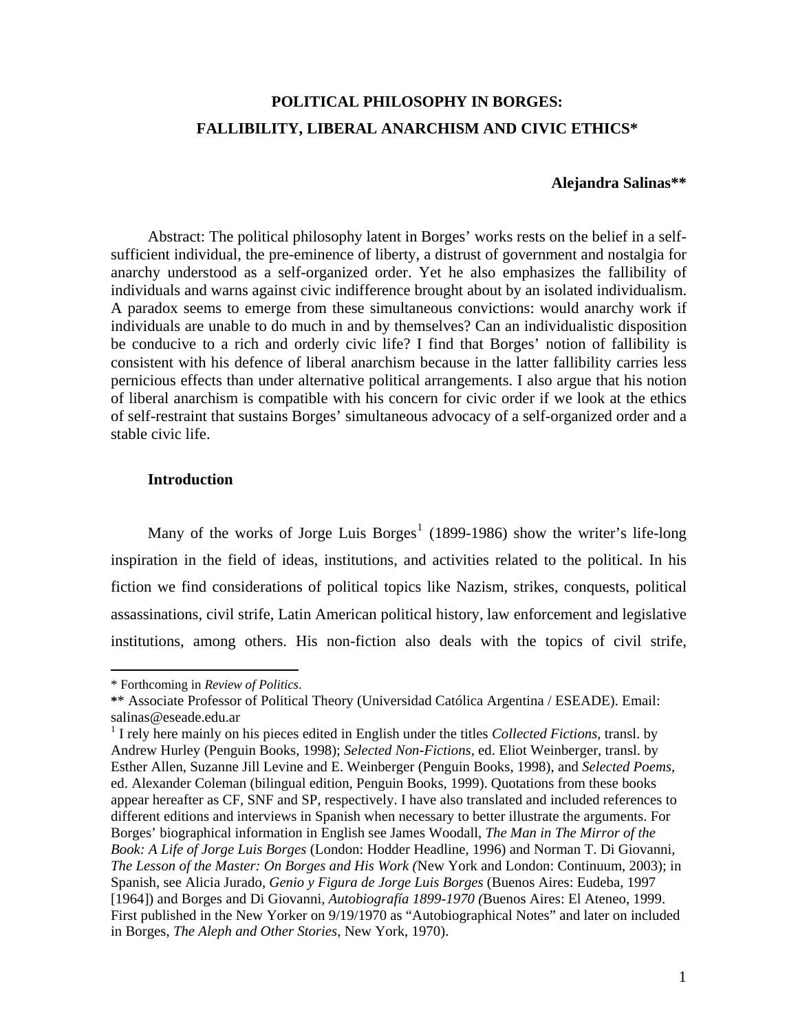# POLITICAL PHILOSOPHY IN BORGES:
# FALLIBILITY, LIBERAL ANARCHISM AND CIVIC ETHICS*

**Alejandra Salinas****

Abstract: The political philosophy latent in Borges' works rests on the belief in a self-sufficient individual, the pre-eminence of liberty, a distrust of government and nostalgia for anarchy understood as a self-organized order. Yet he also emphasizes the fallibility of individuals and warns against civic indifference brought about by an isolated individualism. A paradox seems to emerge from these simultaneous convictions: would anarchy work if individuals are unable to do much in and by themselves? Can an individualistic disposition be conducive to a rich and orderly civic life? I find that Borges' notion of fallibility is consistent with his defence of liberal anarchism because in the latter fallibility carries less pernicious effects than under alternative political arrangements. I also argue that his notion of liberal anarchism is compatible with his concern for civic order if we look at the ethics of self-restraint that sustains Borges' simultaneous advocacy of a self-organized order and a stable civic life.

## Introduction

Many of the works of Jorge Luis Borges[1] (1899-1986) show the writer's life-long inspiration in the field of ideas, institutions, and activities related to the political. In his fiction we find considerations of political topics like Nazism, strikes, conquests, political assassinations, civil strife, Latin American political history, law enforcement and legislative institutions, among others. His non-fiction also deals with the topics of civil strife,

---

\* Forthcoming in *Review of Politics*.

\*\* Associate Professor of Political Theory (Universidad Católica Argentina / ESEADE). Email: salinas@eseade.edu.ar

[1] I rely here mainly on his pieces edited in English under the titles *Collected Fictions,* transl. by Andrew Hurley (Penguin Books, 1998); *Selected Non-Fictions,* ed. Eliot Weinberger, transl. by Esther Allen, Suzanne Jill Levine and E. Weinberger (Penguin Books, 1998), and *Selected Poems*, ed. Alexander Coleman (bilingual edition, Penguin Books, 1999). Quotations from these books appear hereafter as CF, SNF and SP, respectively. I have also translated and included references to different editions and interviews in Spanish when necessary to better illustrate the arguments. For Borges' biographical information in English see James Woodall, *The Man in The Mirror of the Book: A Life of Jorge Luis Borges* (London: Hodder Headline, 1996) and Norman T. Di Giovanni, *The Lesson of the Master: On Borges and His Work (*New York and London: Continuum, 2003); in Spanish, see Alicia Jurado, *Genio y Figura de Jorge Luis Borges* (Buenos Aires: Eudeba, 1997 [1964]) and Borges and Di Giovanni, *Autobiografía 1899-1970 (*Buenos Aires: El Ateneo, 1999. First published in the New Yorker on 9/19/1970 as "Autobiographical Notes" and later on included in Borges, *The Aleph and Other Stories*, New York, 1970).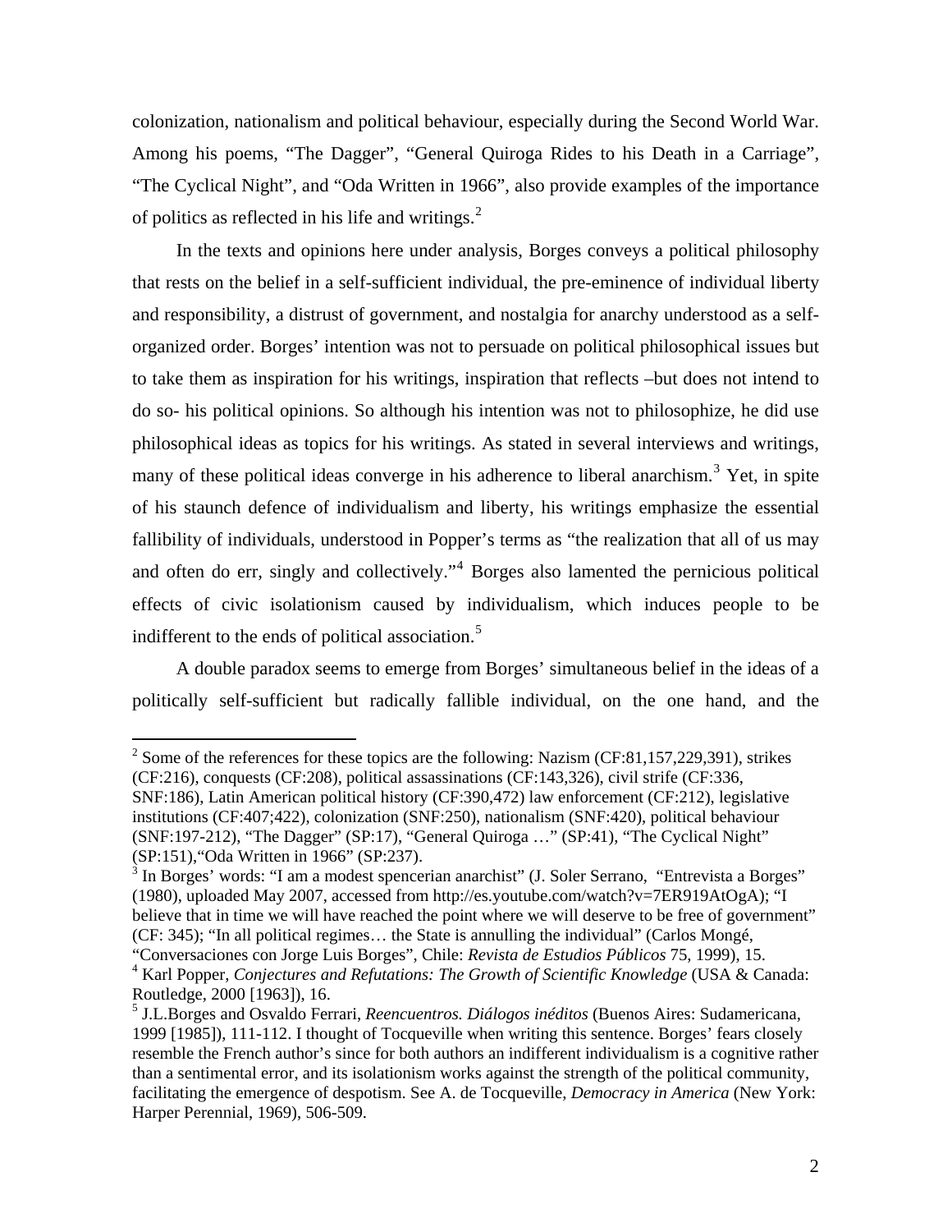colonization, nationalism and political behaviour, especially during the Second World War. Among his poems, "The Dagger", "General Quiroga Rides to his Death in a Carriage", "The Cyclical Night", and "Oda Written in 1966", also provide examples of the importance of politics as reflected in his life and writings.[2]

In the texts and opinions here under analysis, Borges conveys a political philosophy that rests on the belief in a self-sufficient individual, the pre-eminence of individual liberty and responsibility, a distrust of government, and nostalgia for anarchy understood as a self-organized order. Borges' intention was not to persuade on political philosophical issues but to take them as inspiration for his writings, inspiration that reflects –but does not intend to do so- his political opinions. So although his intention was not to philosophize, he did use philosophical ideas as topics for his writings. As stated in several interviews and writings, many of these political ideas converge in his adherence to liberal anarchism.[3] Yet, in spite of his staunch defence of individualism and liberty, his writings emphasize the essential fallibility of individuals, understood in Popper's terms as "the realization that all of us may and often do err, singly and collectively."[4] Borges also lamented the pernicious political effects of civic isolationism caused by individualism, which induces people to be indifferent to the ends of political association.[5]

A double paradox seems to emerge from Borges' simultaneous belief in the ideas of a politically self-sufficient but radically fallible individual, on the one hand, and the

---

[2] Some of the references for these topics are the following: Nazism (CF:81,157,229,391), strikes (CF:216), conquests (CF:208), political assassinations (CF:143,326), civil strife (CF:336, SNF:186), Latin American political history (CF:390,472) law enforcement (CF:212), legislative institutions (CF:407;422), colonization (SNF:250), nationalism (SNF:420), political behaviour (SNF:197-212), "The Dagger" (SP:17), "General Quiroga …" (SP:41), "The Cyclical Night" (SP:151),"Oda Written in 1966" (SP:237).

[3] In Borges' words: "I am a modest spencerian anarchist" (J. Soler Serrano, "Entrevista a Borges" (1980), uploaded May 2007, accessed from http://es.youtube.com/watch?v=7ER919AtOgA); "I believe that in time we will have reached the point where we will deserve to be free of government" (CF: 345); "In all political regimes… the State is annulling the individual" (Carlos Mongé, "Conversaciones con Jorge Luis Borges", Chile: *Revista de Estudios Públicos* 75, 1999), 15.

[4] Karl Popper, *Conjectures and Refutations: The Growth of Scientific Knowledge* (USA & Canada: Routledge, 2000 [1963]), 16.

[5] J.L.Borges and Osvaldo Ferrari, *Reencuentros. Diálogos inéditos* (Buenos Aires: Sudamericana, 1999 [1985]), 111-112. I thought of Tocqueville when writing this sentence. Borges' fears closely resemble the French author's since for both authors an indifferent individualism is a cognitive rather than a sentimental error, and its isolationism works against the strength of the political community, facilitating the emergence of despotism. See A. de Tocqueville, *Democracy in America* (New York: Harper Perennial, 1969), 506-509.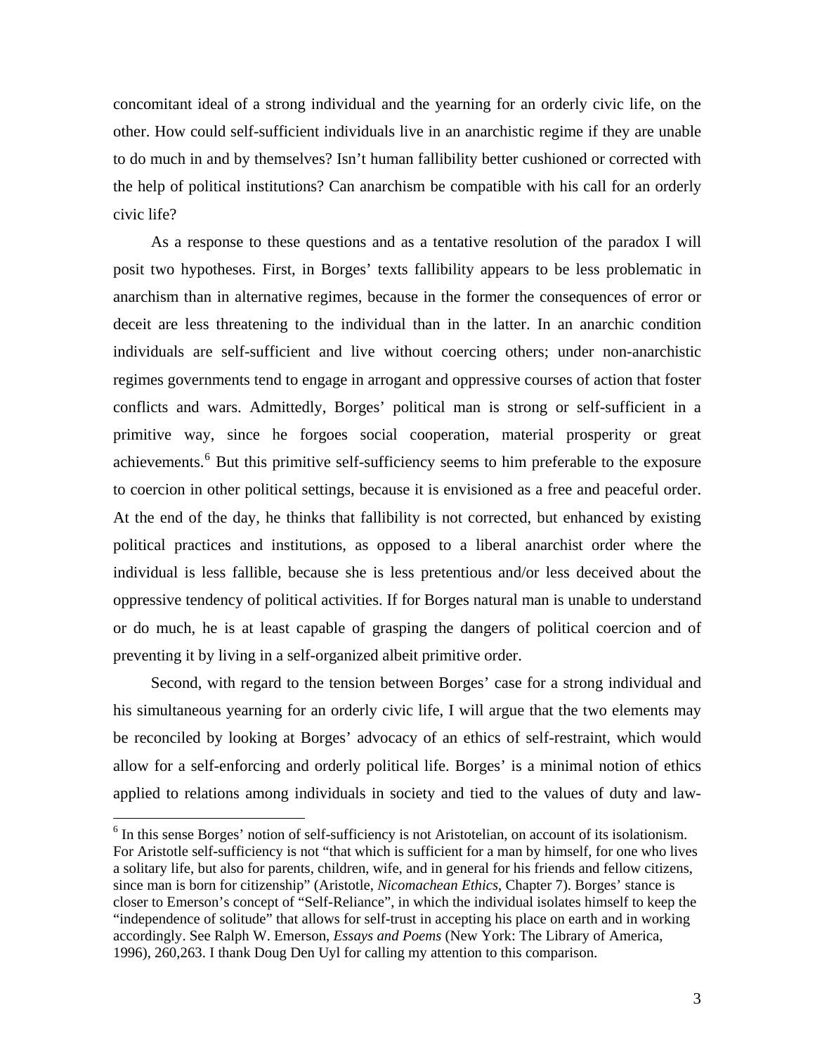concomitant ideal of a strong individual and the yearning for an orderly civic life, on the other. How could self-sufficient individuals live in an anarchistic regime if they are unable to do much in and by themselves? Isn't human fallibility better cushioned or corrected with the help of political institutions? Can anarchism be compatible with his call for an orderly civic life?

As a response to these questions and as a tentative resolution of the paradox I will posit two hypotheses. First, in Borges' texts fallibility appears to be less problematic in anarchism than in alternative regimes, because in the former the consequences of error or deceit are less threatening to the individual than in the latter. In an anarchic condition individuals are self-sufficient and live without coercing others; under non-anarchistic regimes governments tend to engage in arrogant and oppressive courses of action that foster conflicts and wars. Admittedly, Borges' political man is strong or self-sufficient in a primitive way, since he forgoes social cooperation, material prosperity or great achievements.[6] But this primitive self-sufficiency seems to him preferable to the exposure to coercion in other political settings, because it is envisioned as a free and peaceful order. At the end of the day, he thinks that fallibility is not corrected, but enhanced by existing political practices and institutions, as opposed to a liberal anarchist order where the individual is less fallible, because she is less pretentious and/or less deceived about the oppressive tendency of political activities. If for Borges natural man is unable to understand or do much, he is at least capable of grasping the dangers of political coercion and of preventing it by living in a self-organized albeit primitive order.

Second, with regard to the tension between Borges' case for a strong individual and his simultaneous yearning for an orderly civic life, I will argue that the two elements may be reconciled by looking at Borges' advocacy of an ethics of self-restraint, which would allow for a self-enforcing and orderly political life. Borges' is a minimal notion of ethics applied to relations among individuals in society and tied to the values of duty and law-

[6] In this sense Borges' notion of self-sufficiency is not Aristotelian, on account of its isolationism. For Aristotle self-sufficiency is not "that which is sufficient for a man by himself, for one who lives a solitary life, but also for parents, children, wife, and in general for his friends and fellow citizens, since man is born for citizenship" (Aristotle, *Nicomachean Ethics*, Chapter 7). Borges' stance is closer to Emerson's concept of "Self-Reliance", in which the individual isolates himself to keep the "independence of solitude" that allows for self-trust in accepting his place on earth and in working accordingly. See Ralph W. Emerson, *Essays and Poems* (New York: The Library of America, 1996), 260,263. I thank Doug Den Uyl for calling my attention to this comparison.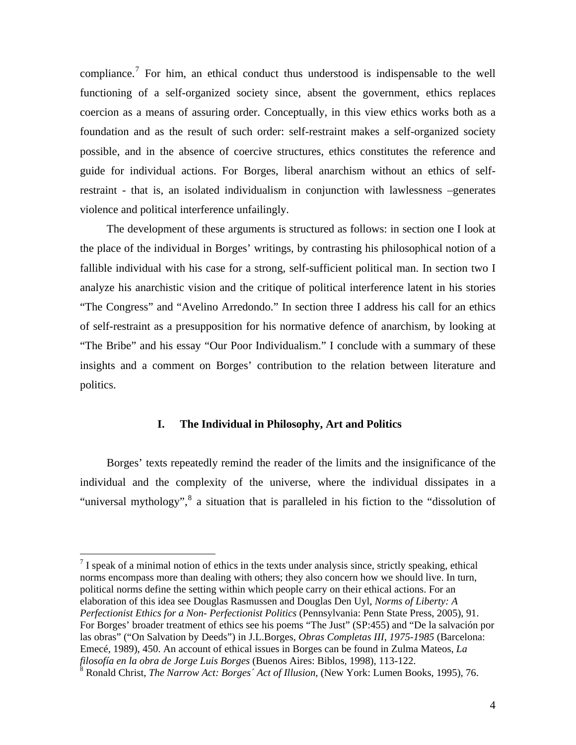compliance.[7] For him, an ethical conduct thus understood is indispensable to the well functioning of a self-organized society since, absent the government, ethics replaces coercion as a means of assuring order. Conceptually, in this view ethics works both as a foundation and as the result of such order: self-restraint makes a self-organized society possible, and in the absence of coercive structures, ethics constitutes the reference and guide for individual actions. For Borges, liberal anarchism without an ethics of self-restraint - that is, an isolated individualism in conjunction with lawlessness –generates violence and political interference unfailingly.

The development of these arguments is structured as follows: in section one I look at the place of the individual in Borges' writings, by contrasting his philosophical notion of a fallible individual with his case for a strong, self-sufficient political man. In section two I analyze his anarchistic vision and the critique of political interference latent in his stories "The Congress" and "Avelino Arredondo." In section three I address his call for an ethics of self-restraint as a presupposition for his normative defence of anarchism, by looking at "The Bribe" and his essay "Our Poor Individualism." I conclude with a summary of these insights and a comment on Borges' contribution to the relation between literature and politics.

## I. The Individual in Philosophy, Art and Politics

Borges' texts repeatedly remind the reader of the limits and the insignificance of the individual and the complexity of the universe, where the individual dissipates in a "universal mythology",[8] a situation that is paralleled in his fiction to the "dissolution of

---

[7] I speak of a minimal notion of ethics in the texts under analysis since, strictly speaking, ethical norms encompass more than dealing with others; they also concern how we should live. In turn, political norms define the setting within which people carry on their ethical actions. For an elaboration of this idea see Douglas Rasmussen and Douglas Den Uyl, *Norms of Liberty: A Perfectionist Ethics for a Non- Perfectionist Politics* (Pennsylvania: Penn State Press, 2005), 91. For Borges' broader treatment of ethics see his poems "The Just" (SP:455) and "De la salvación por las obras" ("On Salvation by Deeds") in J.L.Borges, *Obras Completas III, 1975-1985* (Barcelona: Emecé, 1989), 450. An account of ethical issues in Borges can be found in Zulma Mateos, *La filosofía en la obra de Jorge Luis Borges* (Buenos Aires: Biblos, 1998), 113-122.

[8] Ronald Christ, *The Narrow Act: Borges´ Act of Illusion,* (New York: Lumen Books, 1995), 76.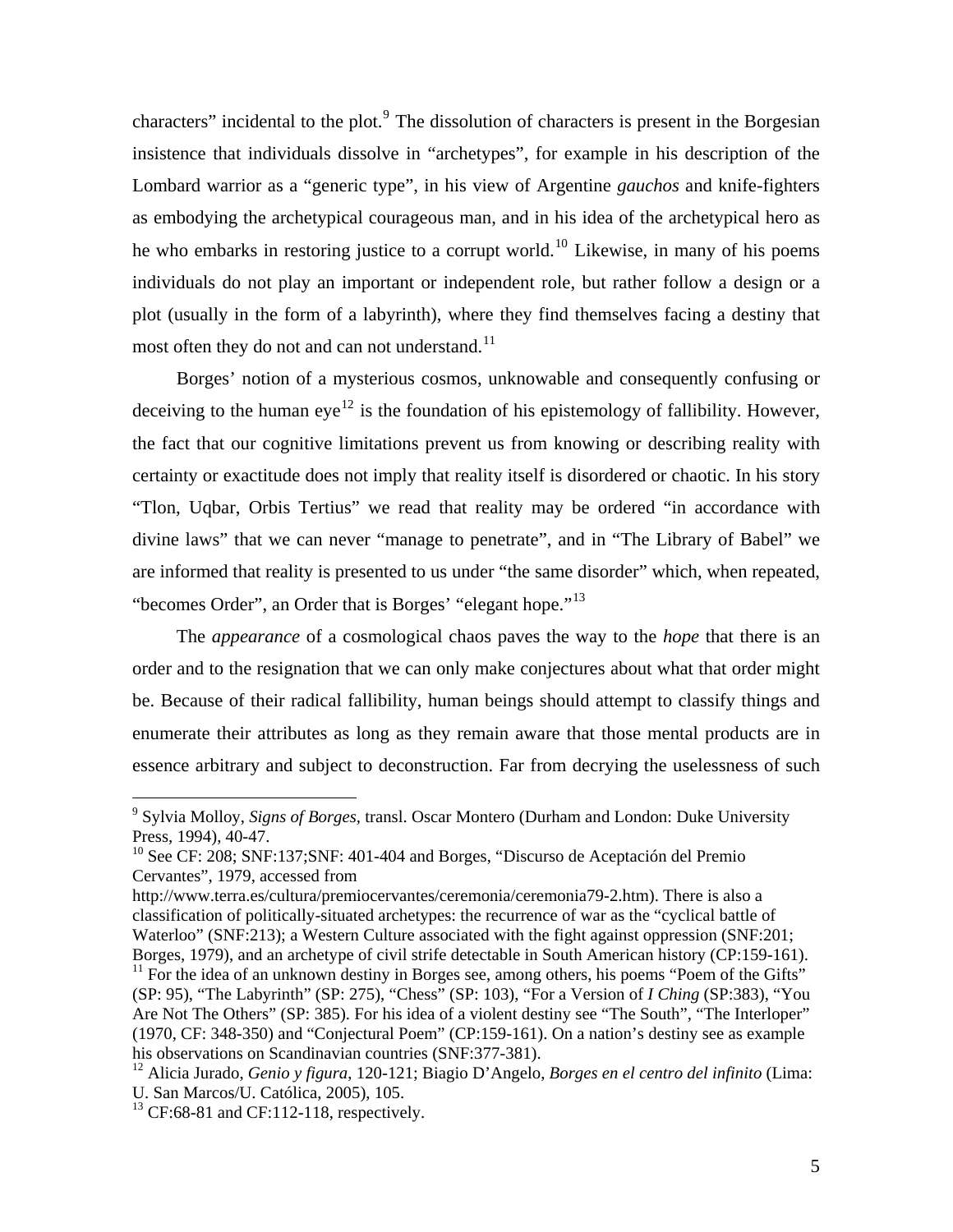characters" incidental to the plot.[9] The dissolution of characters is present in the Borgesian insistence that individuals dissolve in "archetypes", for example in his description of the Lombard warrior as a "generic type", in his view of Argentine *gauchos* and knife-fighters as embodying the archetypical courageous man, and in his idea of the archetypical hero as he who embarks in restoring justice to a corrupt world.[10] Likewise, in many of his poems individuals do not play an important or independent role, but rather follow a design or a plot (usually in the form of a labyrinth), where they find themselves facing a destiny that most often they do not and can not understand.[11]

Borges' notion of a mysterious cosmos, unknowable and consequently confusing or deceiving to the human eye[12] is the foundation of his epistemology of fallibility. However, the fact that our cognitive limitations prevent us from knowing or describing reality with certainty or exactitude does not imply that reality itself is disordered or chaotic. In his story "Tlon, Uqbar, Orbis Tertius" we read that reality may be ordered "in accordance with divine laws" that we can never "manage to penetrate", and in "The Library of Babel" we are informed that reality is presented to us under "the same disorder" which, when repeated, "becomes Order", an Order that is Borges' "elegant hope."[13]

The *appearance* of a cosmological chaos paves the way to the *hope* that there is an order and to the resignation that we can only make conjectures about what that order might be. Because of their radical fallibility, human beings should attempt to classify things and enumerate their attributes as long as they remain aware that those mental products are in essence arbitrary and subject to deconstruction. Far from decrying the uselessness of such

---

[9] Sylvia Molloy, *Signs of Borges*, transl. Oscar Montero (Durham and London: Duke University Press, 1994), 40-47.

[10] See CF: 208; SNF:137;SNF: 401-404 and Borges, "Discurso de Aceptación del Premio Cervantes", 1979, accessed from http://www.terra.es/cultura/premiocervantes/ceremonia/ceremonia79-2.htm). There is also a classification of politically-situated archetypes: the recurrence of war as the "cyclical battle of Waterloo" (SNF:213); a Western Culture associated with the fight against oppression (SNF:201; Borges, 1979), and an archetype of civil strife detectable in South American history (CP:159-161).

[11] For the idea of an unknown destiny in Borges see, among others, his poems "Poem of the Gifts" (SP: 95), "The Labyrinth" (SP: 275), "Chess" (SP: 103), "For a Version of *I Ching* (SP:383), "You Are Not The Others" (SP: 385). For his idea of a violent destiny see "The South", "The Interloper" (1970, CF: 348-350) and "Conjectural Poem" (CP:159-161). On a nation's destiny see as example his observations on Scandinavian countries (SNF:377-381).

[12] Alicia Jurado, *Genio y figura*, 120-121; Biagio D'Angelo, *Borges en el centro del infinito* (Lima: U. San Marcos/U. Católica, 2005), 105.

[13] CF:68-81 and CF:112-118, respectively.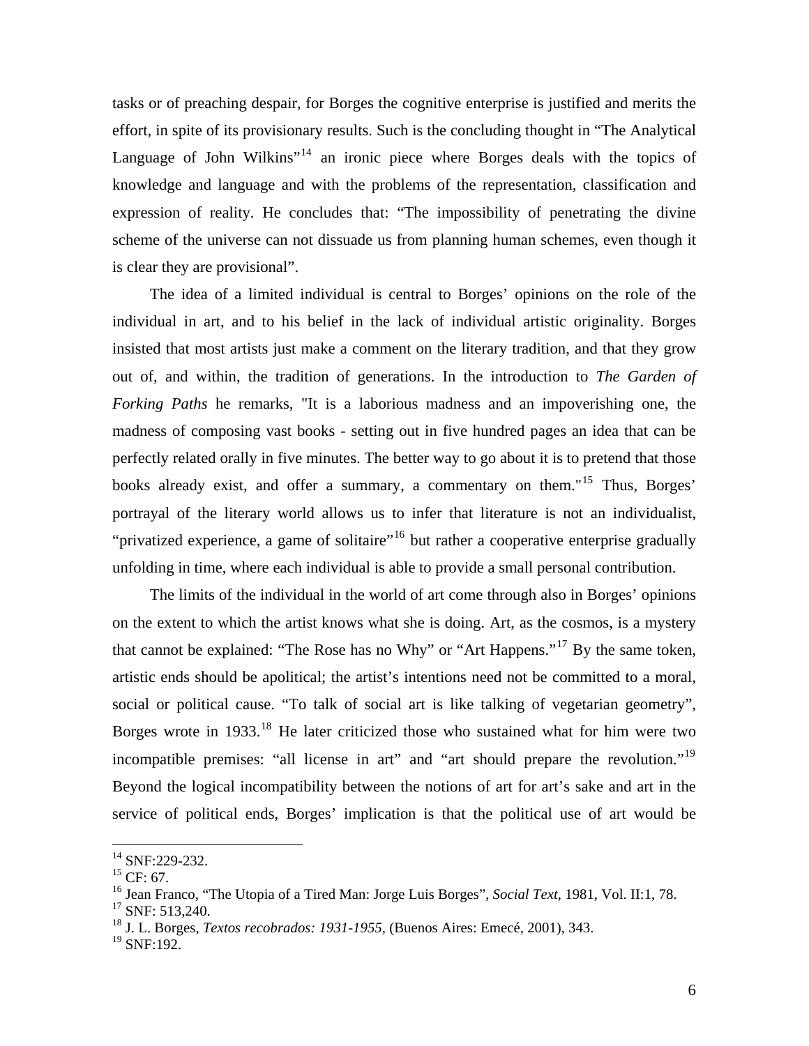tasks or of preaching despair, for Borges the cognitive enterprise is justified and merits the effort, in spite of its provisionary results. Such is the concluding thought in "The Analytical Language of John Wilkins"[14] an ironic piece where Borges deals with the topics of knowledge and language and with the problems of the representation, classification and expression of reality. He concludes that: "The impossibility of penetrating the divine scheme of the universe can not dissuade us from planning human schemes, even though it is clear they are provisional".

The idea of a limited individual is central to Borges' opinions on the role of the individual in art, and to his belief in the lack of individual artistic originality. Borges insisted that most artists just make a comment on the literary tradition, and that they grow out of, and within, the tradition of generations. In the introduction to *The Garden of Forking Paths* he remarks, "It is a laborious madness and an impoverishing one, the madness of composing vast books - setting out in five hundred pages an idea that can be perfectly related orally in five minutes. The better way to go about it is to pretend that those books already exist, and offer a summary, a commentary on them."[15] Thus, Borges' portrayal of the literary world allows us to infer that literature is not an individualist, "privatized experience, a game of solitaire"[16] but rather a cooperative enterprise gradually unfolding in time, where each individual is able to provide a small personal contribution.

The limits of the individual in the world of art come through also in Borges' opinions on the extent to which the artist knows what she is doing. Art, as the cosmos, is a mystery that cannot be explained: "The Rose has no Why" or "Art Happens."[17] By the same token, artistic ends should be apolitical; the artist's intentions need not be committed to a moral, social or political cause. "To talk of social art is like talking of vegetarian geometry", Borges wrote in 1933.[18] He later criticized those who sustained what for him were two incompatible premises: "all license in art" and "art should prepare the revolution."[19] Beyond the logical incompatibility between the notions of art for art's sake and art in the service of political ends, Borges' implication is that the political use of art would be

---

[14] SNF:229-232.

[15] CF: 67.

[16] Jean Franco, "The Utopia of a Tired Man: Jorge Luis Borges", *Social Text*, 1981, Vol. II:1, 78.

[17] SNF: 513,240.

[18] J. L. Borges, *Textos recobrados: 1931-1955*, (Buenos Aires: Emecé, 2001), 343.

[19] SNF:192.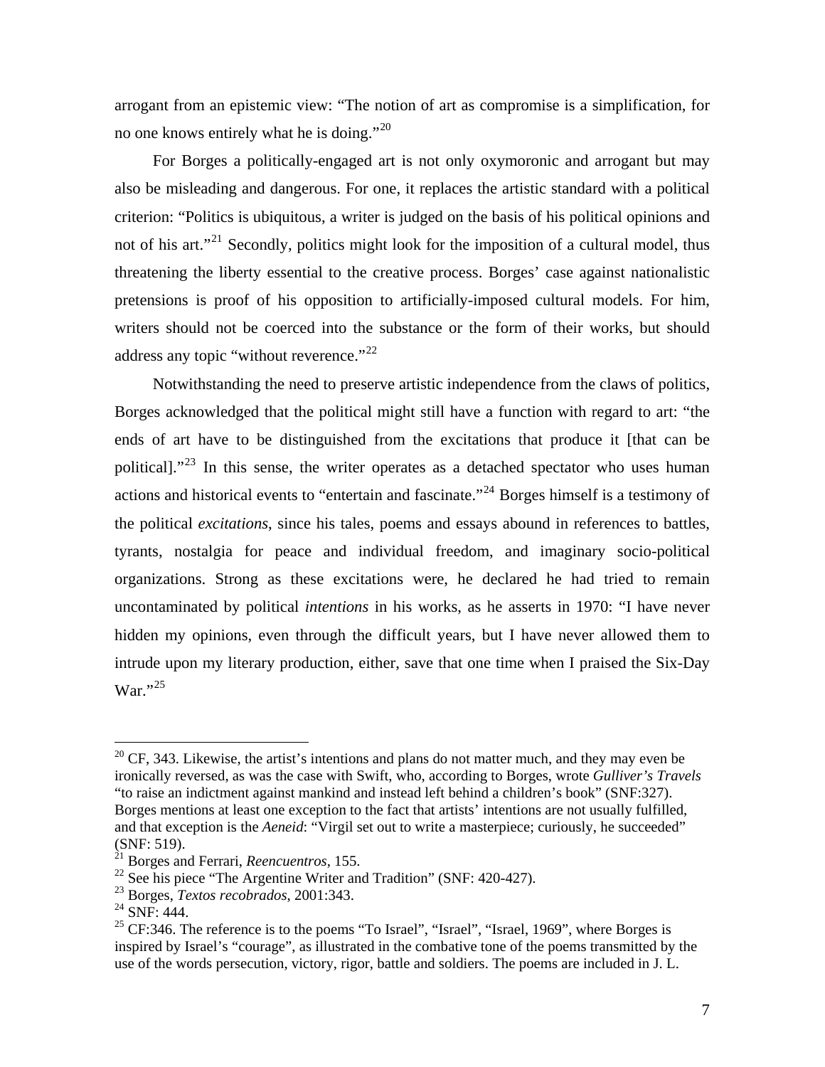arrogant from an epistemic view: "The notion of art as compromise is a simplification, for no one knows entirely what he is doing."[20]

For Borges a politically-engaged art is not only oxymoronic and arrogant but may also be misleading and dangerous. For one, it replaces the artistic standard with a political criterion: "Politics is ubiquitous, a writer is judged on the basis of his political opinions and not of his art."[21] Secondly, politics might look for the imposition of a cultural model, thus threatening the liberty essential to the creative process. Borges' case against nationalistic pretensions is proof of his opposition to artificially-imposed cultural models. For him, writers should not be coerced into the substance or the form of their works, but should address any topic "without reverence."[22]

Notwithstanding the need to preserve artistic independence from the claws of politics, Borges acknowledged that the political might still have a function with regard to art: "the ends of art have to be distinguished from the excitations that produce it [that can be political]."[23] In this sense, the writer operates as a detached spectator who uses human actions and historical events to "entertain and fascinate."[24] Borges himself is a testimony of the political *excitations*, since his tales, poems and essays abound in references to battles, tyrants, nostalgia for peace and individual freedom, and imaginary socio-political organizations. Strong as these excitations were, he declared he had tried to remain uncontaminated by political *intentions* in his works, as he asserts in 1970: "I have never hidden my opinions, even through the difficult years, but I have never allowed them to intrude upon my literary production, either, save that one time when I praised the Six-Day War."[25]

---

[20] CF, 343. Likewise, the artist's intentions and plans do not matter much, and they may even be ironically reversed, as was the case with Swift, who, according to Borges, wrote *Gulliver's Travels* "to raise an indictment against mankind and instead left behind a children's book" (SNF:327). Borges mentions at least one exception to the fact that artists' intentions are not usually fulfilled, and that exception is the *Aeneid*: "Virgil set out to write a masterpiece; curiously, he succeeded" (SNF: 519).

[21] Borges and Ferrari, *Reencuentros*, 155.

[22] See his piece "The Argentine Writer and Tradition" (SNF: 420-427).

[23] Borges, *Textos recobrados*, 2001:343.

[24] SNF: 444.

[25] CF:346. The reference is to the poems "To Israel", "Israel", "Israel, 1969", where Borges is inspired by Israel's "courage", as illustrated in the combative tone of the poems transmitted by the use of the words persecution, victory, rigor, battle and soldiers. The poems are included in J. L.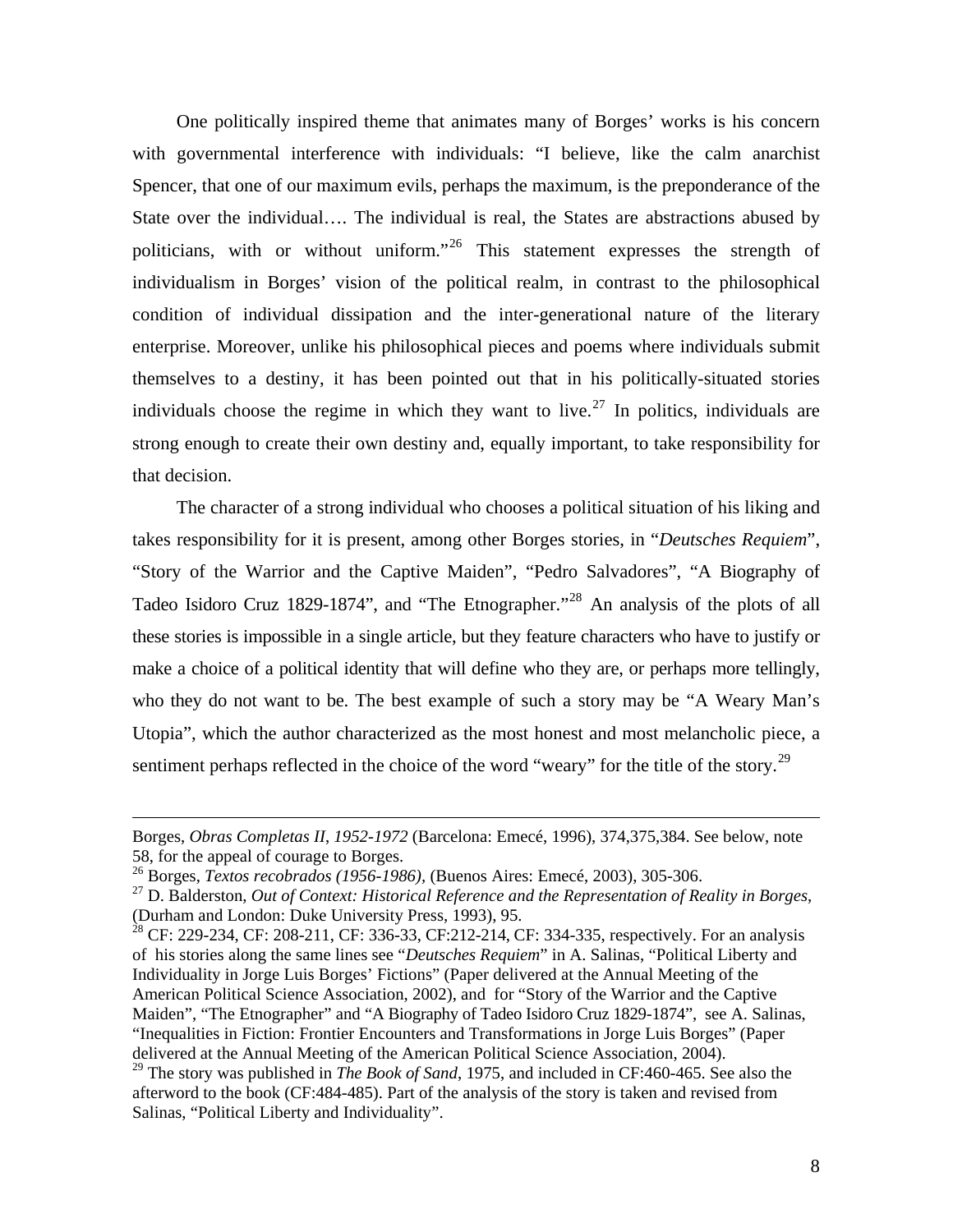One politically inspired theme that animates many of Borges' works is his concern with governmental interference with individuals: "I believe, like the calm anarchist Spencer, that one of our maximum evils, perhaps the maximum, is the preponderance of the State over the individual…. The individual is real, the States are abstractions abused by politicians, with or without uniform."[26] This statement expresses the strength of individualism in Borges' vision of the political realm, in contrast to the philosophical condition of individual dissipation and the inter-generational nature of the literary enterprise. Moreover, unlike his philosophical pieces and poems where individuals submit themselves to a destiny, it has been pointed out that in his politically-situated stories individuals choose the regime in which they want to live.[27] In politics, individuals are strong enough to create their own destiny and, equally important, to take responsibility for that decision.

The character of a strong individual who chooses a political situation of his liking and takes responsibility for it is present, among other Borges stories, in "*Deutsches Requiem*", "Story of the Warrior and the Captive Maiden", "Pedro Salvadores", "A Biography of Tadeo Isidoro Cruz 1829-1874", and "The Etnographer."[28] An analysis of the plots of all these stories is impossible in a single article, but they feature characters who have to justify or make a choice of a political identity that will define who they are, or perhaps more tellingly, who they do not want to be. The best example of such a story may be "A Weary Man's Utopia", which the author characterized as the most honest and most melancholic piece, a sentiment perhaps reflected in the choice of the word "weary" for the title of the story.[29]

---

Borges, *Obras Completas II, 1952-1972* (Barcelona: Emecé, 1996), 374,375,384. See below, note 58, for the appeal of courage to Borges.

[26] Borges, *Textos recobrados (1956-1986)*, (Buenos Aires: Emecé, 2003), 305-306.

[27] D. Balderston, *Out of Context: Historical Reference and the Representation of Reality in Borges*, (Durham and London: Duke University Press, 1993), 95.

[28] CF: 229-234, CF: 208-211, CF: 336-33, CF:212-214, CF: 334-335, respectively. For an analysis of his stories along the same lines see "*Deutsches Requiem*" in A. Salinas, "Political Liberty and Individuality in Jorge Luis Borges' Fictions" (Paper delivered at the Annual Meeting of the American Political Science Association, 2002), and for "Story of the Warrior and the Captive Maiden", "The Etnographer" and "A Biography of Tadeo Isidoro Cruz 1829-1874", see A. Salinas, "Inequalities in Fiction: Frontier Encounters and Transformations in Jorge Luis Borges" (Paper delivered at the Annual Meeting of the American Political Science Association, 2004).

[29] The story was published in *The Book of Sand*, 1975, and included in CF:460-465. See also the afterword to the book (CF:484-485). Part of the analysis of the story is taken and revised from Salinas, "Political Liberty and Individuality".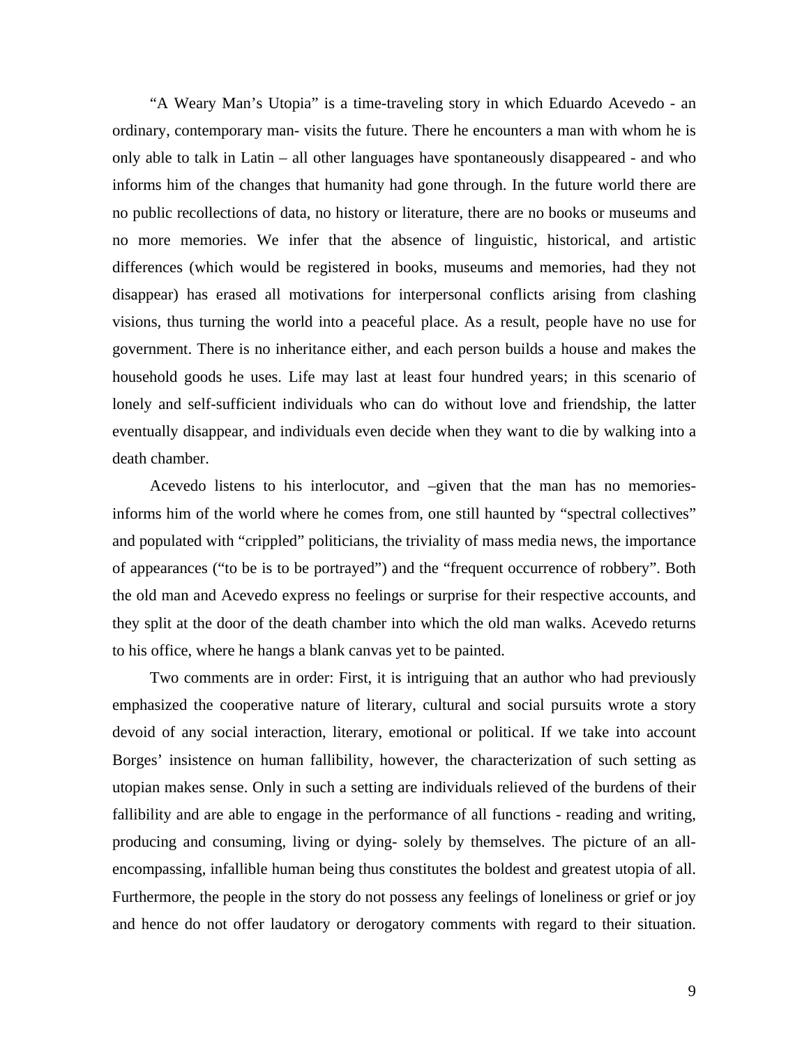"A Weary Man's Utopia" is a time-traveling story in which Eduardo Acevedo - an ordinary, contemporary man- visits the future. There he encounters a man with whom he is only able to talk in Latin – all other languages have spontaneously disappeared - and who informs him of the changes that humanity had gone through. In the future world there are no public recollections of data, no history or literature, there are no books or museums and no more memories. We infer that the absence of linguistic, historical, and artistic differences (which would be registered in books, museums and memories, had they not disappear) has erased all motivations for interpersonal conflicts arising from clashing visions, thus turning the world into a peaceful place. As a result, people have no use for government. There is no inheritance either, and each person builds a house and makes the household goods he uses. Life may last at least four hundred years; in this scenario of lonely and self-sufficient individuals who can do without love and friendship, the latter eventually disappear, and individuals even decide when they want to die by walking into a death chamber.

Acevedo listens to his interlocutor, and –given that the man has no memories- informs him of the world where he comes from, one still haunted by "spectral collectives" and populated with "crippled" politicians, the triviality of mass media news, the importance of appearances ("to be is to be portrayed") and the "frequent occurrence of robbery". Both the old man and Acevedo express no feelings or surprise for their respective accounts, and they split at the door of the death chamber into which the old man walks. Acevedo returns to his office, where he hangs a blank canvas yet to be painted.

Two comments are in order: First, it is intriguing that an author who had previously emphasized the cooperative nature of literary, cultural and social pursuits wrote a story devoid of any social interaction, literary, emotional or political. If we take into account Borges' insistence on human fallibility, however, the characterization of such setting as utopian makes sense. Only in such a setting are individuals relieved of the burdens of their fallibility and are able to engage in the performance of all functions - reading and writing, producing and consuming, living or dying- solely by themselves. The picture of an all-encompassing, infallible human being thus constitutes the boldest and greatest utopia of all. Furthermore, the people in the story do not possess any feelings of loneliness or grief or joy and hence do not offer laudatory or derogatory comments with regard to their situation.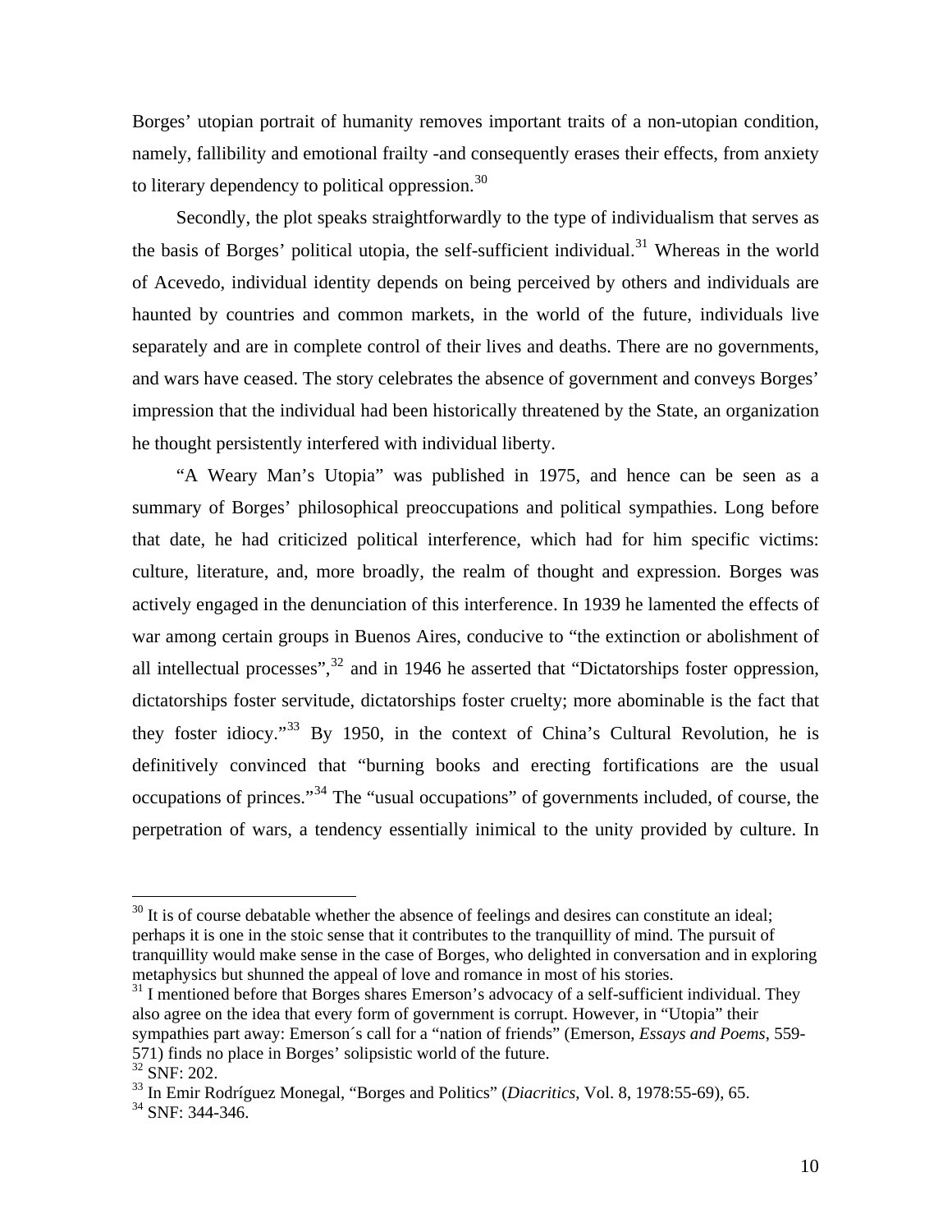Borges' utopian portrait of humanity removes important traits of a non-utopian condition, namely, fallibility and emotional frailty -and consequently erases their effects, from anxiety to literary dependency to political oppression.[30]

Secondly, the plot speaks straightforwardly to the type of individualism that serves as the basis of Borges' political utopia, the self-sufficient individual.[31] Whereas in the world of Acevedo, individual identity depends on being perceived by others and individuals are haunted by countries and common markets, in the world of the future, individuals live separately and are in complete control of their lives and deaths. There are no governments, and wars have ceased. The story celebrates the absence of government and conveys Borges' impression that the individual had been historically threatened by the State, an organization he thought persistently interfered with individual liberty.

"A Weary Man's Utopia" was published in 1975, and hence can be seen as a summary of Borges' philosophical preoccupations and political sympathies. Long before that date, he had criticized political interference, which had for him specific victims: culture, literature, and, more broadly, the realm of thought and expression. Borges was actively engaged in the denunciation of this interference. In 1939 he lamented the effects of war among certain groups in Buenos Aires, conducive to "the extinction or abolishment of all intellectual processes",[32] and in 1946 he asserted that "Dictatorships foster oppression, dictatorships foster servitude, dictatorships foster cruelty; more abominable is the fact that they foster idiocy."[33] By 1950, in the context of China's Cultural Revolution, he is definitively convinced that "burning books and erecting fortifications are the usual occupations of princes."[34] The "usual occupations" of governments included, of course, the perpetration of wars, a tendency essentially inimical to the unity provided by culture. In

---

[30] It is of course debatable whether the absence of feelings and desires can constitute an ideal; perhaps it is one in the stoic sense that it contributes to the tranquillity of mind. The pursuit of tranquillity would make sense in the case of Borges, who delighted in conversation and in exploring metaphysics but shunned the appeal of love and romance in most of his stories.

[31] I mentioned before that Borges shares Emerson's advocacy of a self-sufficient individual. They also agree on the idea that every form of government is corrupt. However, in "Utopia" their sympathies part away: Emerson´s call for a "nation of friends" (Emerson, *Essays and Poems*, 559-571) finds no place in Borges' solipsistic world of the future.

[32] SNF: 202.

[33] In Emir Rodríguez Monegal, "Borges and Politics" (*Diacritics*, Vol. 8, 1978:55-69), 65.

[34] SNF: 344-346.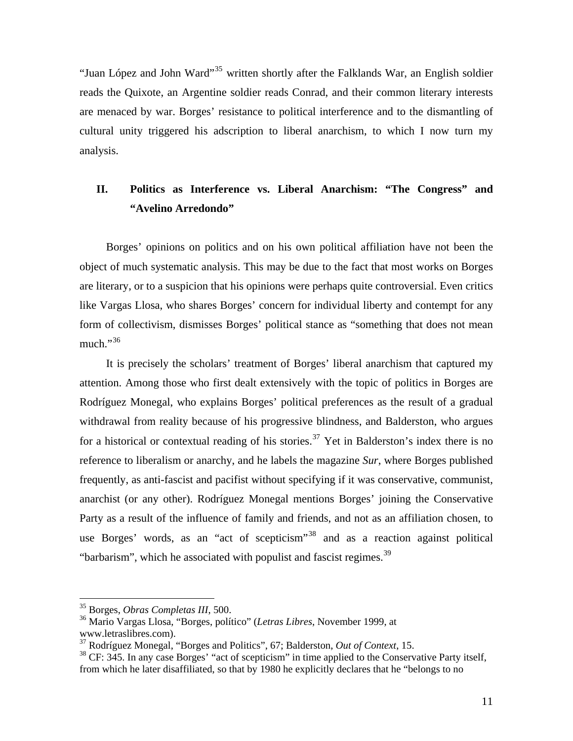"Juan López and John Ward"[35] written shortly after the Falklands War, an English soldier reads the Quixote, an Argentine soldier reads Conrad, and their common literary interests are menaced by war. Borges' resistance to political interference and to the dismantling of cultural unity triggered his adscription to liberal anarchism, to which I now turn my analysis.

## II. Politics as Interference vs. Liberal Anarchism: "The Congress" and "Avelino Arredondo"

Borges' opinions on politics and on his own political affiliation have not been the object of much systematic analysis. This may be due to the fact that most works on Borges are literary, or to a suspicion that his opinions were perhaps quite controversial. Even critics like Vargas Llosa, who shares Borges' concern for individual liberty and contempt for any form of collectivism, dismisses Borges' political stance as "something that does not mean much."[36]

It is precisely the scholars' treatment of Borges' liberal anarchism that captured my attention. Among those who first dealt extensively with the topic of politics in Borges are Rodríguez Monegal, who explains Borges' political preferences as the result of a gradual withdrawal from reality because of his progressive blindness, and Balderston, who argues for a historical or contextual reading of his stories.[37] Yet in Balderston's index there is no reference to liberalism or anarchy, and he labels the magazine *Sur*, where Borges published frequently, as anti-fascist and pacifist without specifying if it was conservative, communist, anarchist (or any other). Rodríguez Monegal mentions Borges' joining the Conservative Party as a result of the influence of family and friends, and not as an affiliation chosen, to use Borges' words, as an "act of scepticism"[38] and as a reaction against political "barbarism", which he associated with populist and fascist regimes.[39]

---

[35] Borges, *Obras Completas III*, 500.

[36] Mario Vargas Llosa, "Borges, político" (*Letras Libres*, November 1999, at www.letraslibres.com).

[37] Rodríguez Monegal, "Borges and Politics", 67; Balderston, *Out of Context*, 15.

[38] CF: 345. In any case Borges' "act of scepticism" in time applied to the Conservative Party itself, from which he later disaffiliated, so that by 1980 he explicitly declares that he "belongs to no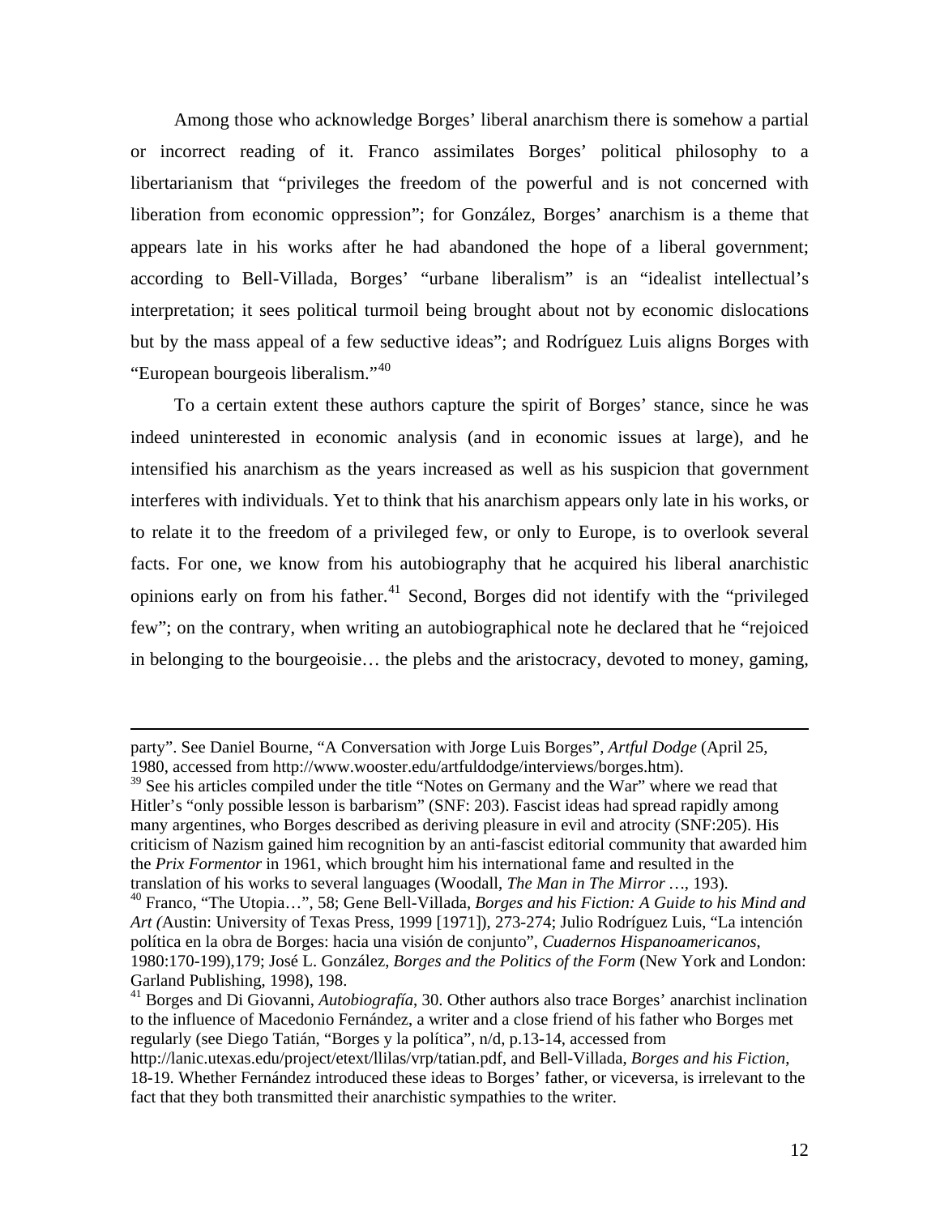Among those who acknowledge Borges' liberal anarchism there is somehow a partial or incorrect reading of it. Franco assimilates Borges' political philosophy to a libertarianism that "privileges the freedom of the powerful and is not concerned with liberation from economic oppression"; for González, Borges' anarchism is a theme that appears late in his works after he had abandoned the hope of a liberal government; according to Bell-Villada, Borges' "urbane liberalism" is an "idealist intellectual's interpretation; it sees political turmoil being brought about not by economic dislocations but by the mass appeal of a few seductive ideas"; and Rodríguez Luis aligns Borges with "European bourgeois liberalism."[40]

To a certain extent these authors capture the spirit of Borges' stance, since he was indeed uninterested in economic analysis (and in economic issues at large), and he intensified his anarchism as the years increased as well as his suspicion that government interferes with individuals. Yet to think that his anarchism appears only late in his works, or to relate it to the freedom of a privileged few, or only to Europe, is to overlook several facts. For one, we know from his autobiography that he acquired his liberal anarchistic opinions early on from his father.[41] Second, Borges did not identify with the "privileged few"; on the contrary, when writing an autobiographical note he declared that he "rejoiced in belonging to the bourgeoisie… the plebs and the aristocracy, devoted to money, gaming,

---

party". See Daniel Bourne, "A Conversation with Jorge Luis Borges", *Artful Dodge* (April 25, 1980, accessed from http://www.wooster.edu/artfuldodge/interviews/borges.htm).

[39] See his articles compiled under the title "Notes on Germany and the War" where we read that Hitler's "only possible lesson is barbarism" (SNF: 203). Fascist ideas had spread rapidly among many argentines, who Borges described as deriving pleasure in evil and atrocity (SNF:205). His criticism of Nazism gained him recognition by an anti-fascist editorial community that awarded him the *Prix Formentor* in 1961, which brought him his international fame and resulted in the translation of his works to several languages (Woodall, *The Man in The Mirror …*, 193).

[40] Franco, "The Utopia…", 58; Gene Bell-Villada, *Borges and his Fiction: A Guide to his Mind and Art (*Austin: University of Texas Press, 1999 [1971]), 273-274; Julio Rodríguez Luis, "La intención política en la obra de Borges: hacia una visión de conjunto", *Cuadernos Hispanoamericanos*, 1980:170-199),179; José L. González, *Borges and the Politics of the Form* (New York and London: Garland Publishing, 1998), 198.

[41] Borges and Di Giovanni, *Autobiografía*, 30. Other authors also trace Borges' anarchist inclination to the influence of Macedonio Fernández, a writer and a close friend of his father who Borges met regularly (see Diego Tatián, "Borges y la política", n/d, p.13-14, accessed from http://lanic.utexas.edu/project/etext/llilas/vrp/tatian.pdf, and Bell-Villada, *Borges and his Fiction*, 18-19. Whether Fernández introduced these ideas to Borges' father, or viceversa, is irrelevant to the fact that they both transmitted their anarchistic sympathies to the writer.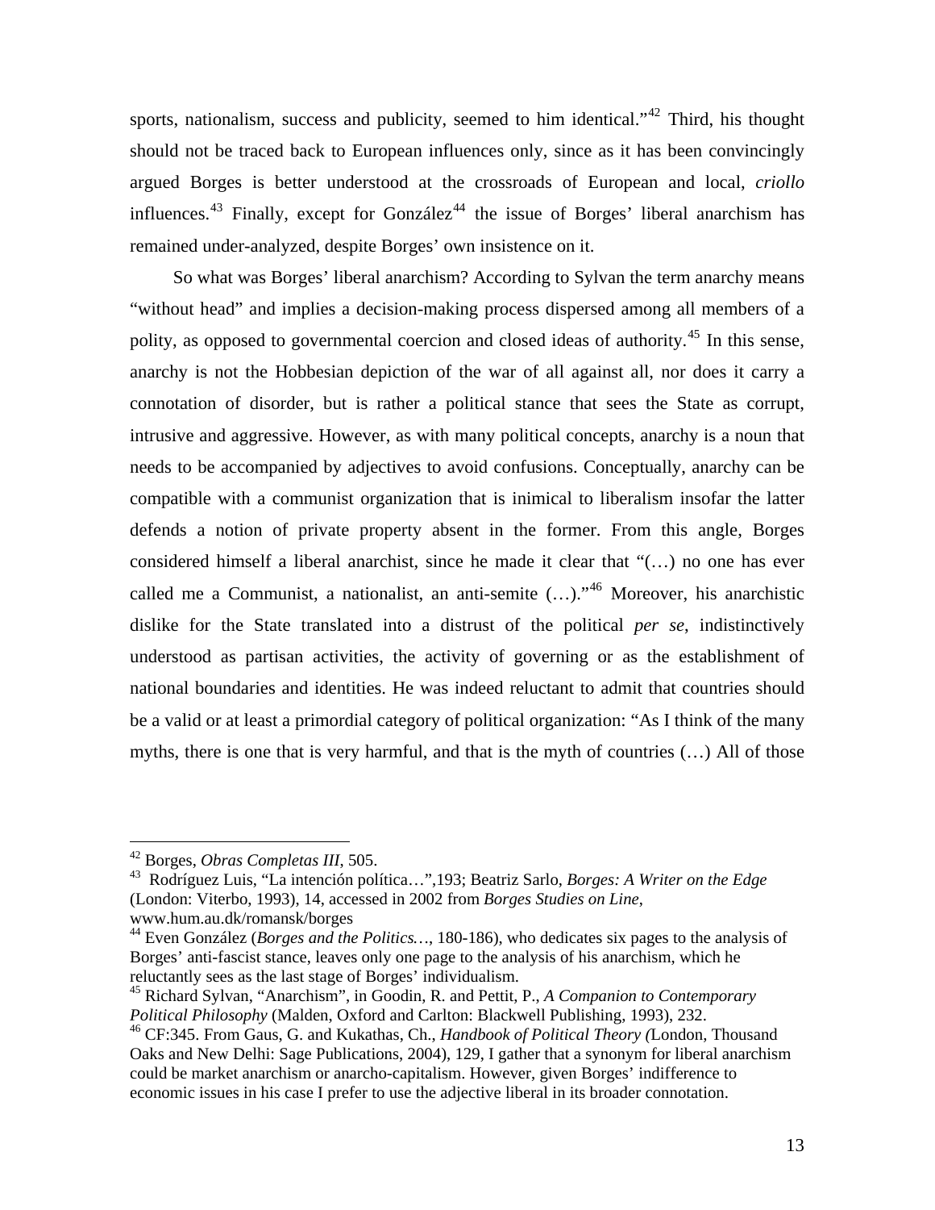sports, nationalism, success and publicity, seemed to him identical."[42] Third, his thought should not be traced back to European influences only, since as it has been convincingly argued Borges is better understood at the crossroads of European and local, *criollo* influences.[43] Finally, except for González[44] the issue of Borges' liberal anarchism has remained under-analyzed, despite Borges' own insistence on it.

So what was Borges' liberal anarchism? According to Sylvan the term anarchy means "without head" and implies a decision-making process dispersed among all members of a polity, as opposed to governmental coercion and closed ideas of authority.[45] In this sense, anarchy is not the Hobbesian depiction of the war of all against all, nor does it carry a connotation of disorder, but is rather a political stance that sees the State as corrupt, intrusive and aggressive. However, as with many political concepts, anarchy is a noun that needs to be accompanied by adjectives to avoid confusions. Conceptually, anarchy can be compatible with a communist organization that is inimical to liberalism insofar the latter defends a notion of private property absent in the former. From this angle, Borges considered himself a liberal anarchist, since he made it clear that "(…) no one has ever called me a Communist, a nationalist, an anti-semite (…)."[46] Moreover, his anarchistic dislike for the State translated into a distrust of the political *per se*, indistinctively understood as partisan activities, the activity of governing or as the establishment of national boundaries and identities. He was indeed reluctant to admit that countries should be a valid or at least a primordial category of political organization: "As I think of the many myths, there is one that is very harmful, and that is the myth of countries (…) All of those

---

[42] Borges, *Obras Completas III*, 505.

[43] Rodríguez Luis, "La intención política…",193; Beatriz Sarlo, *Borges: A Writer on the Edge* (London: Viterbo, 1993), 14, accessed in 2002 from *Borges Studies on Line*, www.hum.au.dk/romansk/borges

[44] Even González (*Borges and the Politics…*, 180-186), who dedicates six pages to the analysis of Borges' anti-fascist stance, leaves only one page to the analysis of his anarchism, which he reluctantly sees as the last stage of Borges' individualism.

[45] Richard Sylvan, "Anarchism", in Goodin, R. and Pettit, P., *A Companion to Contemporary Political Philosophy* (Malden, Oxford and Carlton: Blackwell Publishing, 1993), 232.

[46] CF:345. From Gaus, G. and Kukathas, Ch., *Handbook of Political Theory (*London, Thousand Oaks and New Delhi: Sage Publications, 2004), 129, I gather that a synonym for liberal anarchism could be market anarchism or anarcho-capitalism. However, given Borges' indifference to economic issues in his case I prefer to use the adjective liberal in its broader connotation.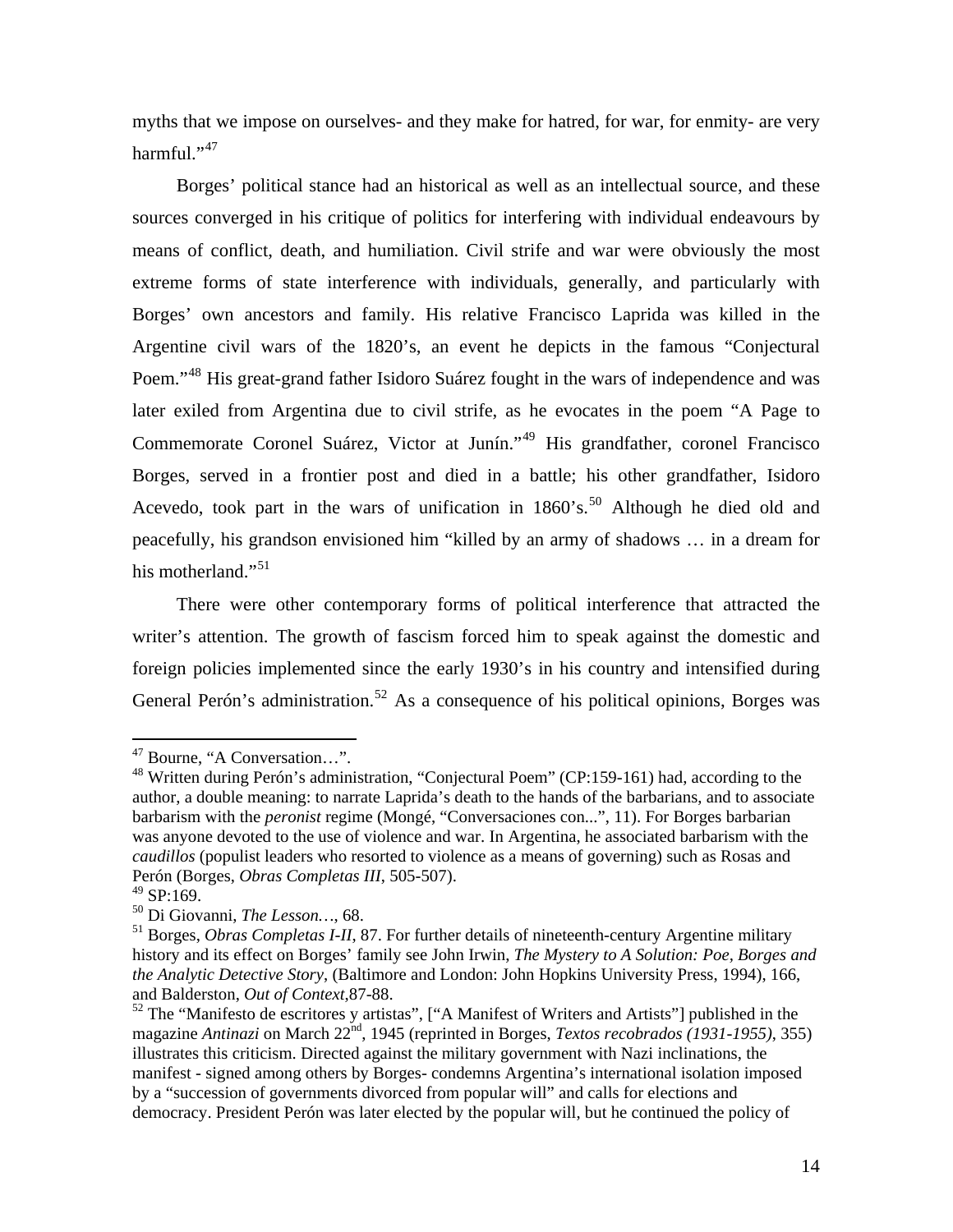myths that we impose on ourselves- and they make for hatred, for war, for enmity- are very harmful."[47]

Borges' political stance had an historical as well as an intellectual source, and these sources converged in his critique of politics for interfering with individual endeavours by means of conflict, death, and humiliation. Civil strife and war were obviously the most extreme forms of state interference with individuals, generally, and particularly with Borges' own ancestors and family. His relative Francisco Laprida was killed in the Argentine civil wars of the 1820's, an event he depicts in the famous "Conjectural Poem."[48] His great-grand father Isidoro Suárez fought in the wars of independence and was later exiled from Argentina due to civil strife, as he evocates in the poem "A Page to Commemorate Coronel Suárez, Victor at Junín."[49] His grandfather, coronel Francisco Borges, served in a frontier post and died in a battle; his other grandfather, Isidoro Acevedo, took part in the wars of unification in 1860's.[50] Although he died old and peacefully, his grandson envisioned him "killed by an army of shadows … in a dream for his motherland."[51]

There were other contemporary forms of political interference that attracted the writer's attention. The growth of fascism forced him to speak against the domestic and foreign policies implemented since the early 1930's in his country and intensified during General Perón's administration.[52] As a consequence of his political opinions, Borges was

---

[47] Bourne, "A Conversation…".

[48] Written during Perón's administration, "Conjectural Poem" (CP:159-161) had, according to the author, a double meaning: to narrate Laprida's death to the hands of the barbarians, and to associate barbarism with the *peronist* regime (Mongé, "Conversaciones con...", 11). For Borges barbarian was anyone devoted to the use of violence and war. In Argentina, he associated barbarism with the *caudillos* (populist leaders who resorted to violence as a means of governing) such as Rosas and Perón (Borges, *Obras Completas III*, 505-507).

[49] SP:169.

[50] Di Giovanni, *The Lesson…*, 68.

[51] Borges, *Obras Completas I-II*, 87. For further details of nineteenth-century Argentine military history and its effect on Borges' family see John Irwin, *The Mystery to A Solution: Poe, Borges and the Analytic Detective Story*, (Baltimore and London: John Hopkins University Press, 1994), 166, and Balderston, *Out of Context*,87-88.

[52] The "Manifesto de escritores y artistas", ["A Manifest of Writers and Artists"] published in the magazine *Antinazi* on March 22nd, 1945 (reprinted in Borges, *Textos recobrados (1931-1955)*, 355) illustrates this criticism. Directed against the military government with Nazi inclinations, the manifest - signed among others by Borges- condemns Argentina's international isolation imposed by a "succession of governments divorced from popular will" and calls for elections and democracy. President Perón was later elected by the popular will, but he continued the policy of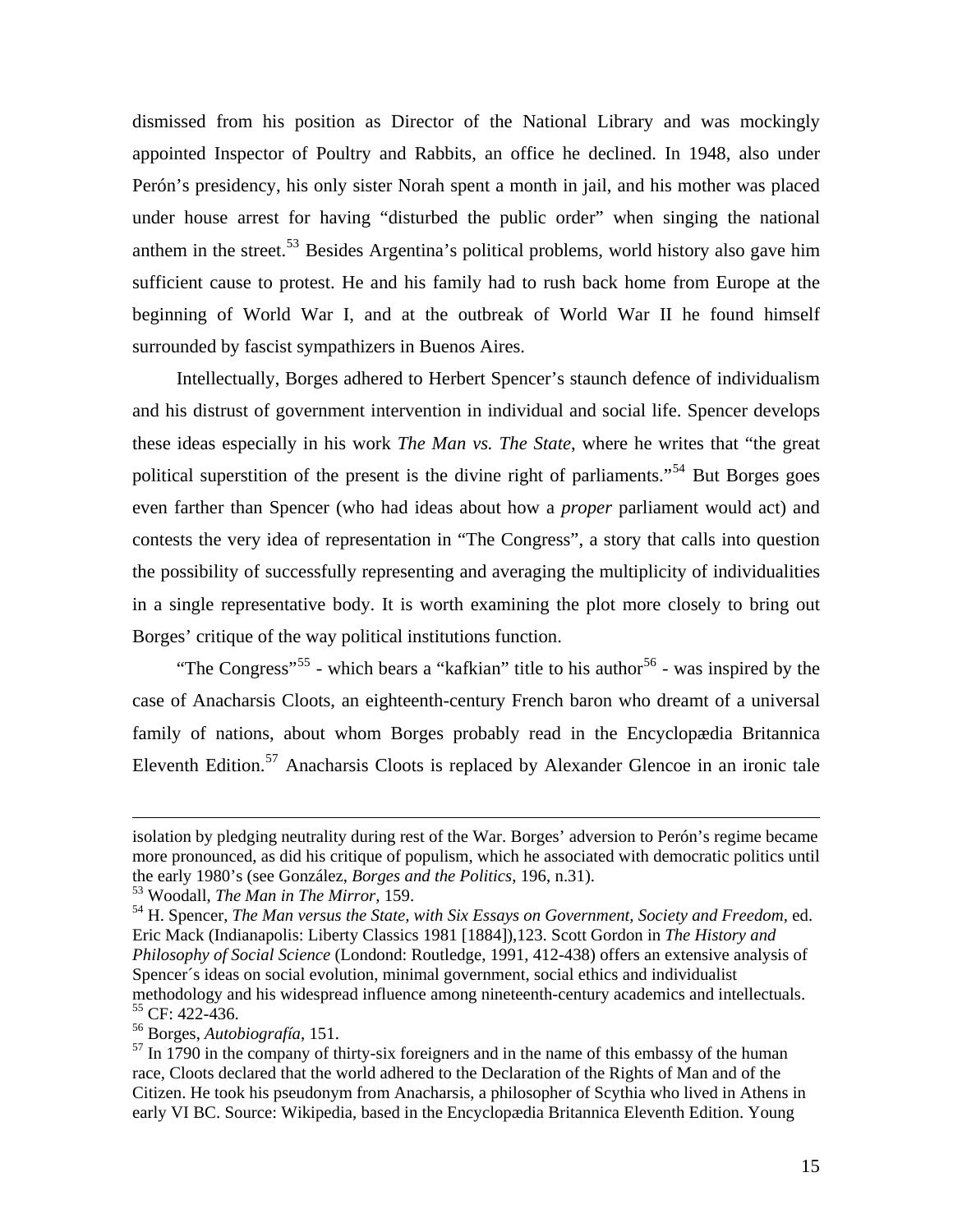dismissed from his position as Director of the National Library and was mockingly appointed Inspector of Poultry and Rabbits, an office he declined. In 1948, also under Perón's presidency, his only sister Norah spent a month in jail, and his mother was placed under house arrest for having "disturbed the public order" when singing the national anthem in the street.[53] Besides Argentina's political problems, world history also gave him sufficient cause to protest. He and his family had to rush back home from Europe at the beginning of World War I, and at the outbreak of World War II he found himself surrounded by fascist sympathizers in Buenos Aires.

Intellectually, Borges adhered to Herbert Spencer's staunch defence of individualism and his distrust of government intervention in individual and social life. Spencer develops these ideas especially in his work *The Man vs. The State*, where he writes that "the great political superstition of the present is the divine right of parliaments."[54] But Borges goes even farther than Spencer (who had ideas about how a *proper* parliament would act) and contests the very idea of representation in "The Congress", a story that calls into question the possibility of successfully representing and averaging the multiplicity of individualities in a single representative body. It is worth examining the plot more closely to bring out Borges' critique of the way political institutions function.

"The Congress"[55] - which bears a "kafkian" title to his author[56] - was inspired by the case of Anacharsis Cloots, an eighteenth-century French baron who dreamt of a universal family of nations, about whom Borges probably read in the Encyclopædia Britannica Eleventh Edition.[57] Anacharsis Cloots is replaced by Alexander Glencoe in an ironic tale

---

isolation by pledging neutrality during rest of the War. Borges' adversion to Perón's regime became more pronounced, as did his critique of populism, which he associated with democratic politics until the early 1980's (see González, *Borges and the Politics*, 196, n.31).

[53] Woodall, *The Man in The Mirror*, 159.

[54] H. Spencer, *The Man versus the State, with Six Essays on Government, Society and Freedom*, ed. Eric Mack (Indianapolis: Liberty Classics 1981 [1884]),123. Scott Gordon in *The History and Philosophy of Social Science* (Londond: Routledge, 1991, 412-438) offers an extensive analysis of Spencer´s ideas on social evolution, minimal government, social ethics and individualist methodology and his widespread influence among nineteenth-century academics and intellectuals.

[55] CF: 422-436.

[56] Borges, *Autobiografía*, 151.

[57] In 1790 in the company of thirty-six foreigners and in the name of this embassy of the human race, Cloots declared that the world adhered to the Declaration of the Rights of Man and of the Citizen. He took his pseudonym from Anacharsis, a philosopher of Scythia who lived in Athens in early VI BC. Source: Wikipedia, based in the Encyclopædia Britannica Eleventh Edition. Young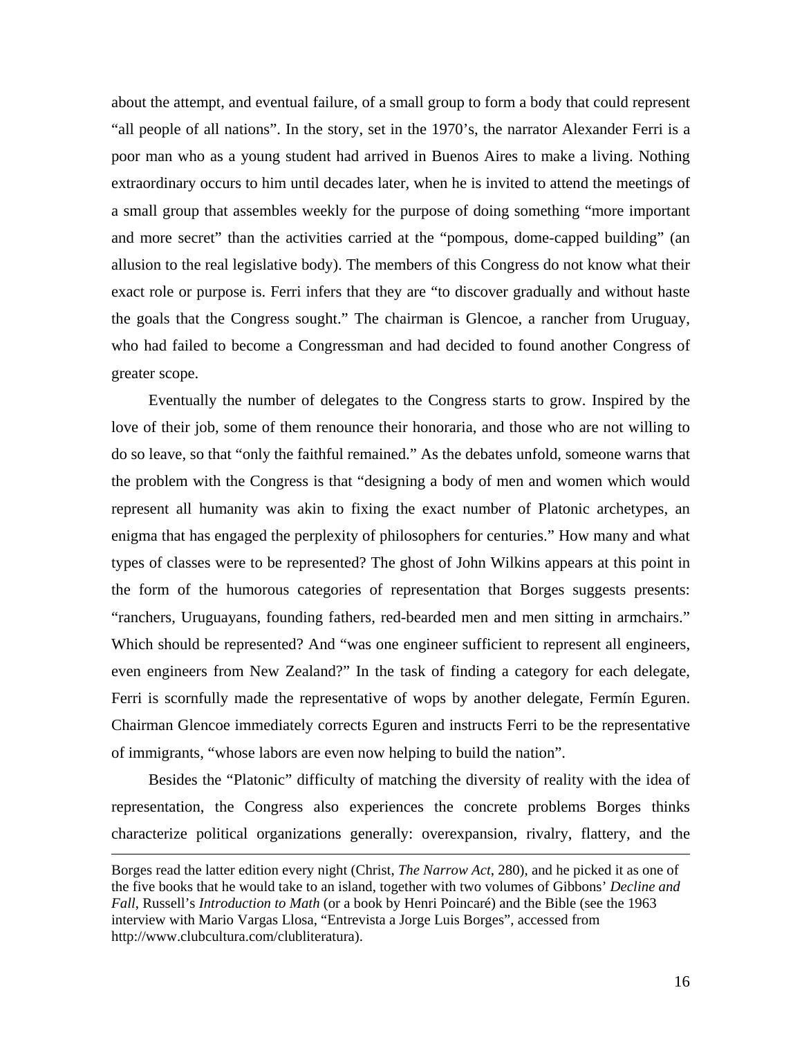about the attempt, and eventual failure, of a small group to form a body that could represent "all people of all nations". In the story, set in the 1970's, the narrator Alexander Ferri is a poor man who as a young student had arrived in Buenos Aires to make a living. Nothing extraordinary occurs to him until decades later, when he is invited to attend the meetings of a small group that assembles weekly for the purpose of doing something "more important and more secret" than the activities carried at the "pompous, dome-capped building" (an allusion to the real legislative body). The members of this Congress do not know what their exact role or purpose is. Ferri infers that they are "to discover gradually and without haste the goals that the Congress sought." The chairman is Glencoe, a rancher from Uruguay, who had failed to become a Congressman and had decided to found another Congress of greater scope.

Eventually the number of delegates to the Congress starts to grow. Inspired by the love of their job, some of them renounce their honoraria, and those who are not willing to do so leave, so that "only the faithful remained." As the debates unfold, someone warns that the problem with the Congress is that "designing a body of men and women which would represent all humanity was akin to fixing the exact number of Platonic archetypes, an enigma that has engaged the perplexity of philosophers for centuries." How many and what types of classes were to be represented? The ghost of John Wilkins appears at this point in the form of the humorous categories of representation that Borges suggests presents: "ranchers, Uruguayans, founding fathers, red-bearded men and men sitting in armchairs." Which should be represented? And "was one engineer sufficient to represent all engineers, even engineers from New Zealand?" In the task of finding a category for each delegate, Ferri is scornfully made the representative of wops by another delegate, Fermín Eguren. Chairman Glencoe immediately corrects Eguren and instructs Ferri to be the representative of immigrants, "whose labors are even now helping to build the nation".

Besides the "Platonic" difficulty of matching the diversity of reality with the idea of representation, the Congress also experiences the concrete problems Borges thinks characterize political organizations generally: overexpansion, rivalry, flattery, and the

---

Borges read the latter edition every night (Christ, *The Narrow Act*, 280), and he picked it as one of the five books that he would take to an island, together with two volumes of Gibbons' *Decline and Fall*, Russell's *Introduction to Math* (or a book by Henri Poincaré) and the Bible (see the 1963 interview with Mario Vargas Llosa, "Entrevista a Jorge Luis Borges", accessed from http://www.clubcultura.com/clubliteratura).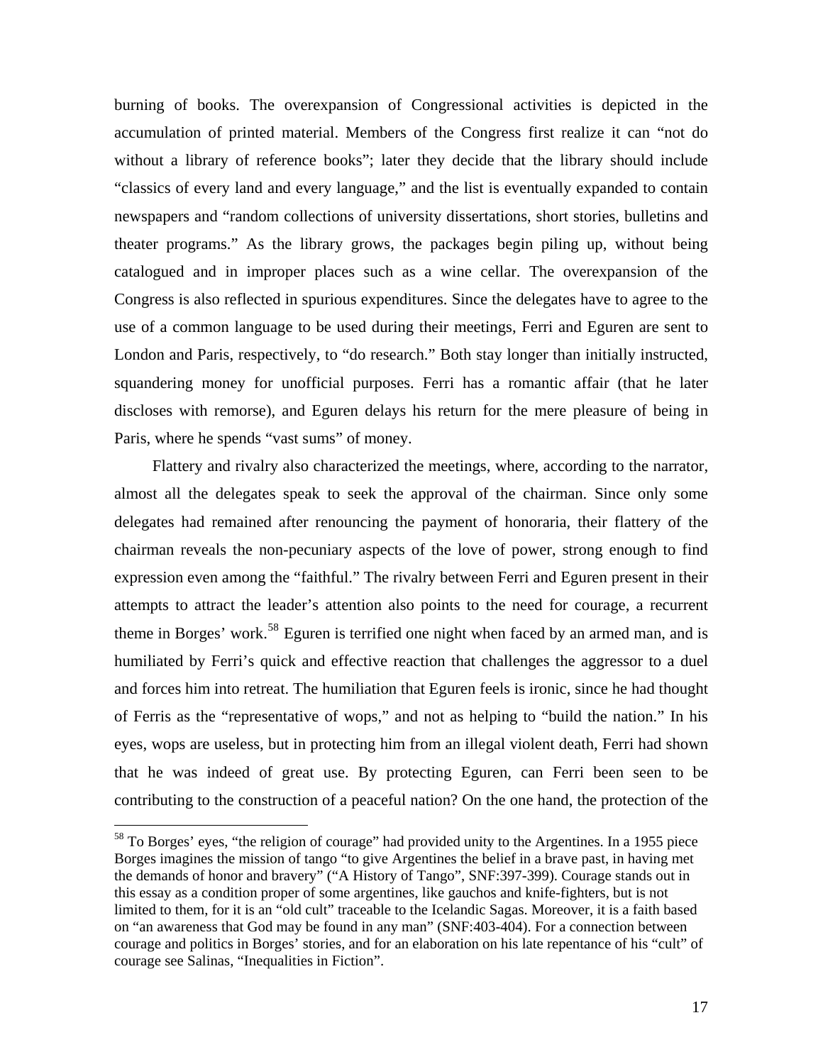burning of books. The overexpansion of Congressional activities is depicted in the accumulation of printed material. Members of the Congress first realize it can "not do without a library of reference books"; later they decide that the library should include "classics of every land and every language," and the list is eventually expanded to contain newspapers and "random collections of university dissertations, short stories, bulletins and theater programs." As the library grows, the packages begin piling up, without being catalogued and in improper places such as a wine cellar. The overexpansion of the Congress is also reflected in spurious expenditures. Since the delegates have to agree to the use of a common language to be used during their meetings, Ferri and Eguren are sent to London and Paris, respectively, to "do research." Both stay longer than initially instructed, squandering money for unofficial purposes. Ferri has a romantic affair (that he later discloses with remorse), and Eguren delays his return for the mere pleasure of being in Paris, where he spends "vast sums" of money.

Flattery and rivalry also characterized the meetings, where, according to the narrator, almost all the delegates speak to seek the approval of the chairman. Since only some delegates had remained after renouncing the payment of honoraria, their flattery of the chairman reveals the non-pecuniary aspects of the love of power, strong enough to find expression even among the "faithful." The rivalry between Ferri and Eguren present in their attempts to attract the leader's attention also points to the need for courage, a recurrent theme in Borges' work.[58] Eguren is terrified one night when faced by an armed man, and is humiliated by Ferri's quick and effective reaction that challenges the aggressor to a duel and forces him into retreat. The humiliation that Eguren feels is ironic, since he had thought of Ferris as the "representative of wops," and not as helping to "build the nation." In his eyes, wops are useless, but in protecting him from an illegal violent death, Ferri had shown that he was indeed of great use. By protecting Eguren, can Ferri been seen to be contributing to the construction of a peaceful nation? On the one hand, the protection of the

[58] To Borges' eyes, "the religion of courage" had provided unity to the Argentines. In a 1955 piece Borges imagines the mission of tango "to give Argentines the belief in a brave past, in having met the demands of honor and bravery" ("A History of Tango", SNF:397-399). Courage stands out in this essay as a condition proper of some argentines, like gauchos and knife-fighters, but is not limited to them, for it is an "old cult" traceable to the Icelandic Sagas. Moreover, it is a faith based on "an awareness that God may be found in any man" (SNF:403-404). For a connection between courage and politics in Borges' stories, and for an elaboration on his late repentance of his "cult" of courage see Salinas, "Inequalities in Fiction".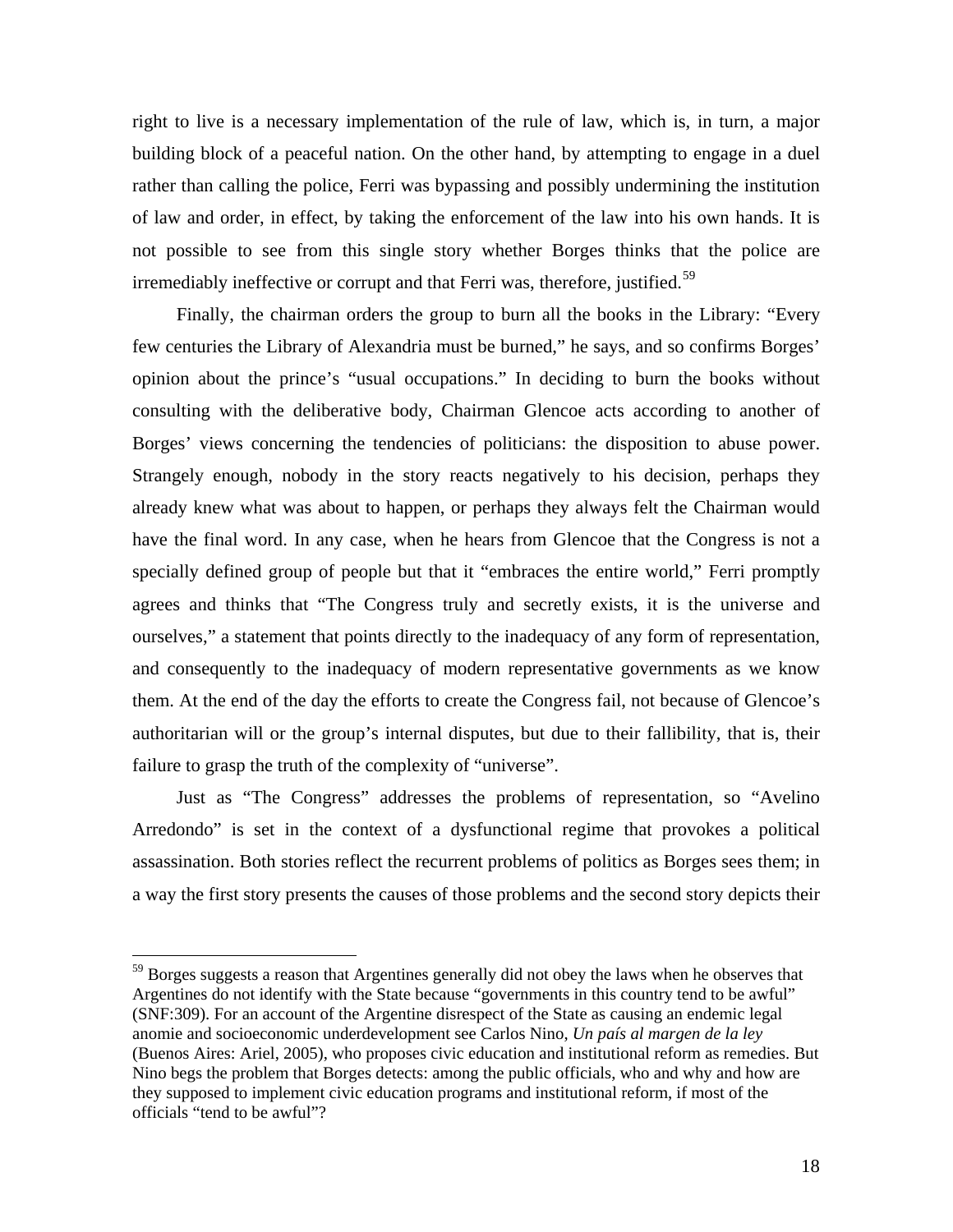right to live is a necessary implementation of the rule of law, which is, in turn, a major building block of a peaceful nation. On the other hand, by attempting to engage in a duel rather than calling the police, Ferri was bypassing and possibly undermining the institution of law and order, in effect, by taking the enforcement of the law into his own hands. It is not possible to see from this single story whether Borges thinks that the police are irremediably ineffective or corrupt and that Ferri was, therefore, justified.[59]

Finally, the chairman orders the group to burn all the books in the Library: "Every few centuries the Library of Alexandria must be burned," he says, and so confirms Borges' opinion about the prince's "usual occupations." In deciding to burn the books without consulting with the deliberative body, Chairman Glencoe acts according to another of Borges' views concerning the tendencies of politicians: the disposition to abuse power. Strangely enough, nobody in the story reacts negatively to his decision, perhaps they already knew what was about to happen, or perhaps they always felt the Chairman would have the final word. In any case, when he hears from Glencoe that the Congress is not a specially defined group of people but that it "embraces the entire world," Ferri promptly agrees and thinks that "The Congress truly and secretly exists, it is the universe and ourselves," a statement that points directly to the inadequacy of any form of representation, and consequently to the inadequacy of modern representative governments as we know them. At the end of the day the efforts to create the Congress fail, not because of Glencoe's authoritarian will or the group's internal disputes, but due to their fallibility, that is, their failure to grasp the truth of the complexity of "universe".

Just as "The Congress" addresses the problems of representation, so "Avelino Arredondo" is set in the context of a dysfunctional regime that provokes a political assassination. Both stories reflect the recurrent problems of politics as Borges sees them; in a way the first story presents the causes of those problems and the second story depicts their

---

[59] Borges suggests a reason that Argentines generally did not obey the laws when he observes that Argentines do not identify with the State because "governments in this country tend to be awful" (SNF:309). For an account of the Argentine disrespect of the State as causing an endemic legal anomie and socioeconomic underdevelopment see Carlos Nino, *Un país al margen de la ley* (Buenos Aires: Ariel, 2005), who proposes civic education and institutional reform as remedies. But Nino begs the problem that Borges detects: among the public officials, who and why and how are they supposed to implement civic education programs and institutional reform, if most of the officials "tend to be awful"?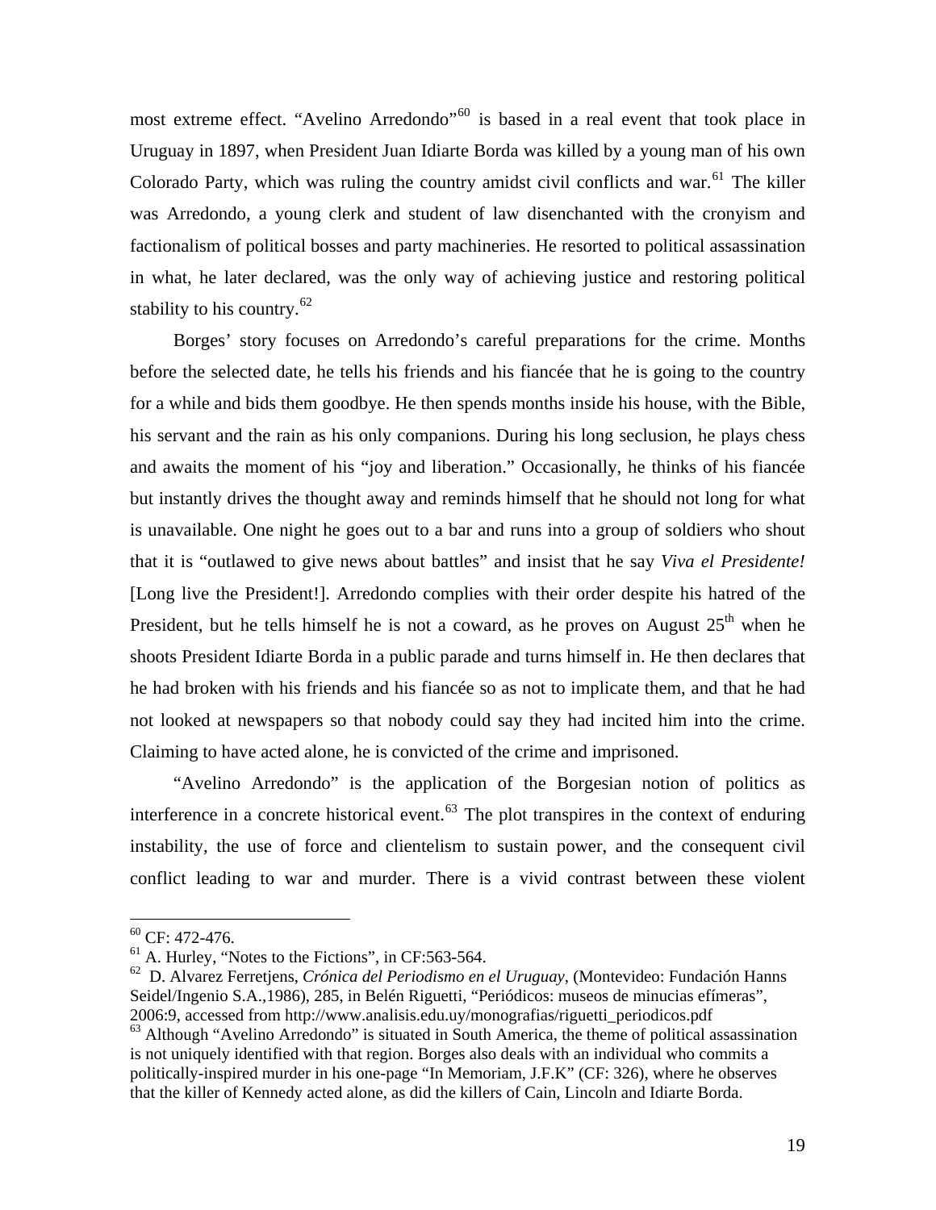most extreme effect. "Avelino Arredondo"[60] is based in a real event that took place in Uruguay in 1897, when President Juan Idiarte Borda was killed by a young man of his own Colorado Party, which was ruling the country amidst civil conflicts and war.[61] The killer was Arredondo, a young clerk and student of law disenchanted with the cronyism and factionalism of political bosses and party machineries. He resorted to political assassination in what, he later declared, was the only way of achieving justice and restoring political stability to his country.[62]

Borges' story focuses on Arredondo's careful preparations for the crime. Months before the selected date, he tells his friends and his fiancée that he is going to the country for a while and bids them goodbye. He then spends months inside his house, with the Bible, his servant and the rain as his only companions. During his long seclusion, he plays chess and awaits the moment of his "joy and liberation." Occasionally, he thinks of his fiancée but instantly drives the thought away and reminds himself that he should not long for what is unavailable. One night he goes out to a bar and runs into a group of soldiers who shout that it is "outlawed to give news about battles" and insist that he say *Viva el Presidente!* [Long live the President!]. Arredondo complies with their order despite his hatred of the President, but he tells himself he is not a coward, as he proves on August 25th when he shoots President Idiarte Borda in a public parade and turns himself in. He then declares that he had broken with his friends and his fiancée so as not to implicate them, and that he had not looked at newspapers so that nobody could say they had incited him into the crime. Claiming to have acted alone, he is convicted of the crime and imprisoned.

"Avelino Arredondo" is the application of the Borgesian notion of politics as interference in a concrete historical event.[63] The plot transpires in the context of enduring instability, the use of force and clientelism to sustain power, and the consequent civil conflict leading to war and murder. There is a vivid contrast between these violent

---

[60] CF: 472-476.

[61] A. Hurley, "Notes to the Fictions", in CF:563-564.

[62] D. Alvarez Ferretjens, *Crónica del Periodismo en el Uruguay*, (Montevideo: Fundación Hanns Seidel/Ingenio S.A.,1986), 285, in Belén Riguetti, "Periódicos: museos de minucias efímeras", 2006:9, accessed from http://www.analisis.edu.uy/monografias/riguetti_periodicos.pdf

[63] Although "Avelino Arredondo" is situated in South America, the theme of political assassination is not uniquely identified with that region. Borges also deals with an individual who commits a politically-inspired murder in his one-page "In Memoriam, J.F.K" (CF: 326), where he observes that the killer of Kennedy acted alone, as did the killers of Cain, Lincoln and Idiarte Borda.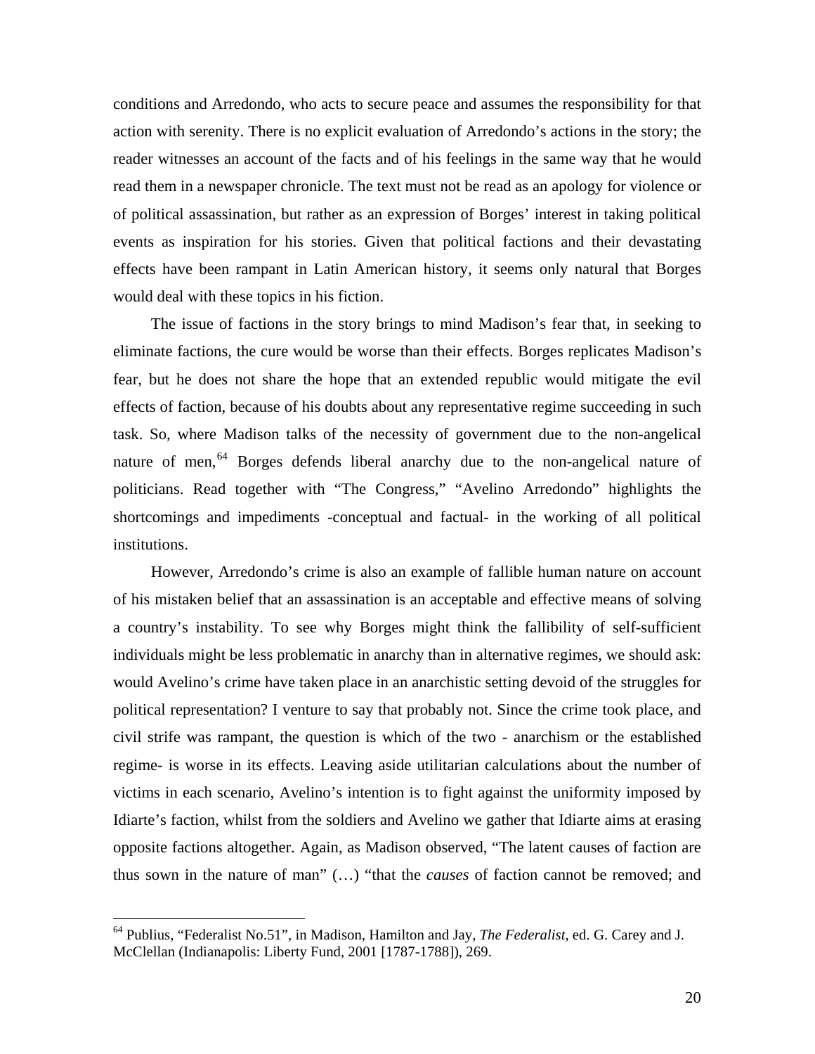conditions and Arredondo, who acts to secure peace and assumes the responsibility for that action with serenity. There is no explicit evaluation of Arredondo's actions in the story; the reader witnesses an account of the facts and of his feelings in the same way that he would read them in a newspaper chronicle. The text must not be read as an apology for violence or of political assassination, but rather as an expression of Borges' interest in taking political events as inspiration for his stories. Given that political factions and their devastating effects have been rampant in Latin American history, it seems only natural that Borges would deal with these topics in his fiction.

The issue of factions in the story brings to mind Madison's fear that, in seeking to eliminate factions, the cure would be worse than their effects. Borges replicates Madison's fear, but he does not share the hope that an extended republic would mitigate the evil effects of faction, because of his doubts about any representative regime succeeding in such task. So, where Madison talks of the necessity of government due to the non-angelical nature of men,[64] Borges defends liberal anarchy due to the non-angelical nature of politicians. Read together with "The Congress," "Avelino Arredondo" highlights the shortcomings and impediments -conceptual and factual- in the working of all political institutions.

However, Arredondo's crime is also an example of fallible human nature on account of his mistaken belief that an assassination is an acceptable and effective means of solving a country's instability. To see why Borges might think the fallibility of self-sufficient individuals might be less problematic in anarchy than in alternative regimes, we should ask: would Avelino's crime have taken place in an anarchistic setting devoid of the struggles for political representation? I venture to say that probably not. Since the crime took place, and civil strife was rampant, the question is which of the two - anarchism or the established regime- is worse in its effects. Leaving aside utilitarian calculations about the number of victims in each scenario, Avelino's intention is to fight against the uniformity imposed by Idiarte's faction, whilst from the soldiers and Avelino we gather that Idiarte aims at erasing opposite factions altogether. Again, as Madison observed, "The latent causes of faction are thus sown in the nature of man" (…) "that the *causes* of faction cannot be removed; and

---

[64] Publius, "Federalist No.51", in Madison, Hamilton and Jay, *The Federalist*, ed. G. Carey and J. McClellan (Indianapolis: Liberty Fund, 2001 [1787-1788]), 269.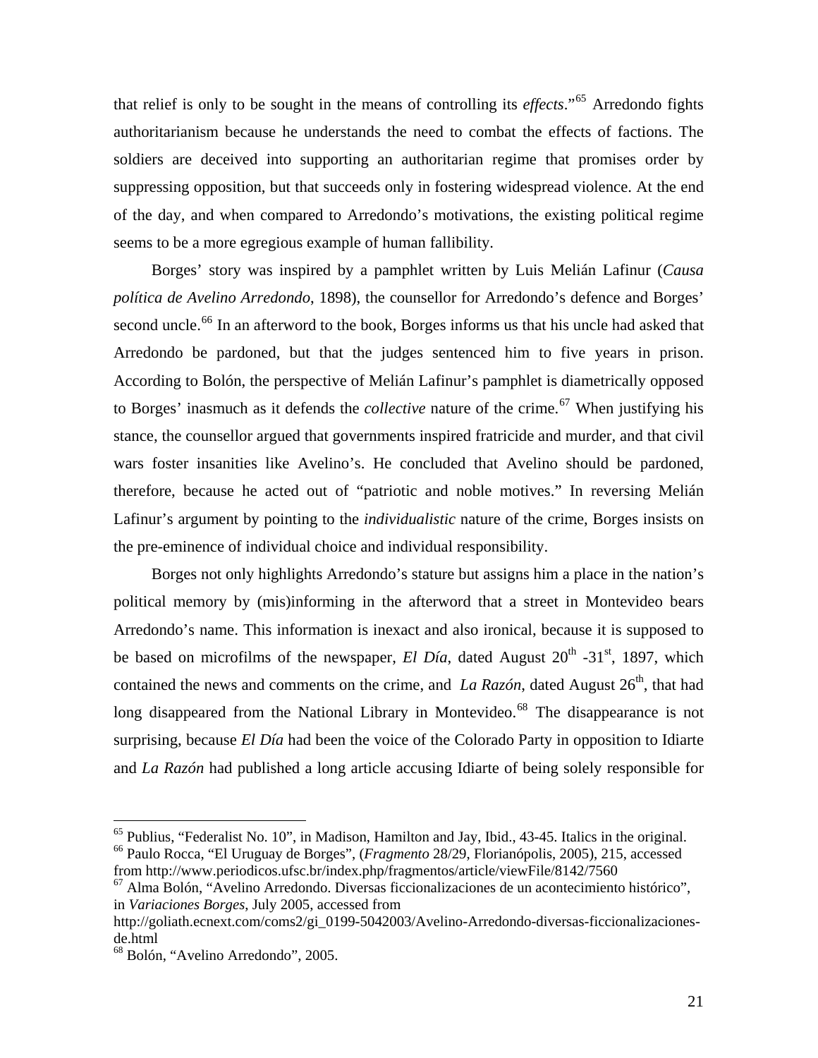that relief is only to be sought in the means of controlling its *effects*."[65] Arredondo fights authoritarianism because he understands the need to combat the effects of factions. The soldiers are deceived into supporting an authoritarian regime that promises order by suppressing opposition, but that succeeds only in fostering widespread violence. At the end of the day, and when compared to Arredondo's motivations, the existing political regime seems to be a more egregious example of human fallibility.

Borges' story was inspired by a pamphlet written by Luis Melián Lafinur (*Causa política de Avelino Arredondo*, 1898), the counsellor for Arredondo's defence and Borges' second uncle.[66] In an afterword to the book, Borges informs us that his uncle had asked that Arredondo be pardoned, but that the judges sentenced him to five years in prison. According to Bolón, the perspective of Melián Lafinur's pamphlet is diametrically opposed to Borges' inasmuch as it defends the *collective* nature of the crime.[67] When justifying his stance, the counsellor argued that governments inspired fratricide and murder, and that civil wars foster insanities like Avelino's. He concluded that Avelino should be pardoned, therefore, because he acted out of "patriotic and noble motives." In reversing Melián Lafinur's argument by pointing to the *individualistic* nature of the crime, Borges insists on the pre-eminence of individual choice and individual responsibility.

Borges not only highlights Arredondo's stature but assigns him a place in the nation's political memory by (mis)informing in the afterword that a street in Montevideo bears Arredondo's name. This information is inexact and also ironical, because it is supposed to be based on microfilms of the newspaper, *El Día*, dated August 20th -31st, 1897, which contained the news and comments on the crime, and *La Razón*, dated August 26th, that had long disappeared from the National Library in Montevideo.[68] The disappearance is not surprising, because *El Día* had been the voice of the Colorado Party in opposition to Idiarte and *La Razón* had published a long article accusing Idiarte of being solely responsible for

---

[65] Publius, "Federalist No. 10", in Madison, Hamilton and Jay, Ibid., 43-45. Italics in the original.

[66] Paulo Rocca, "El Uruguay de Borges", (*Fragmento* 28/29, Florianópolis, 2005), 215, accessed from http://www.periodicos.ufsc.br/index.php/fragmentos/article/viewFile/8142/7560

[67] Alma Bolón, "Avelino Arredondo. Diversas ficcionalizaciones de un acontecimiento histórico", in *Variaciones Borges*, July 2005, accessed from http://goliath.ecnext.com/coms2/gi_0199-5042003/Avelino-Arredondo-diversas-ficcionalizaciones-de.html

[68] Bolón, "Avelino Arredondo", 2005.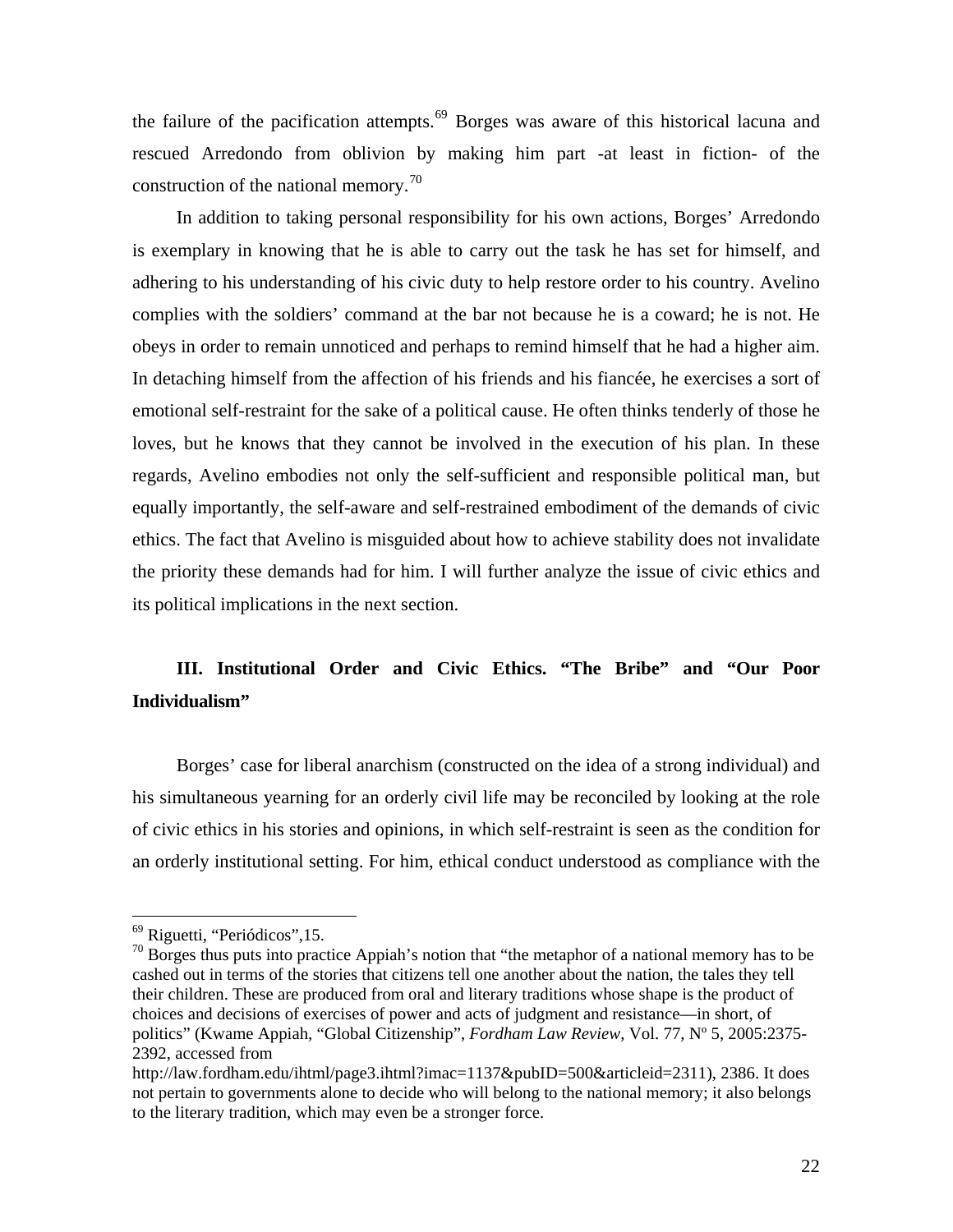the failure of the pacification attempts.[69] Borges was aware of this historical lacuna and rescued Arredondo from oblivion by making him part -at least in fiction- of the construction of the national memory.[70]

In addition to taking personal responsibility for his own actions, Borges' Arredondo is exemplary in knowing that he is able to carry out the task he has set for himself, and adhering to his understanding of his civic duty to help restore order to his country. Avelino complies with the soldiers' command at the bar not because he is a coward; he is not. He obeys in order to remain unnoticed and perhaps to remind himself that he had a higher aim. In detaching himself from the affection of his friends and his fiancée, he exercises a sort of emotional self-restraint for the sake of a political cause. He often thinks tenderly of those he loves, but he knows that they cannot be involved in the execution of his plan. In these regards, Avelino embodies not only the self-sufficient and responsible political man, but equally importantly, the self-aware and self-restrained embodiment of the demands of civic ethics. The fact that Avelino is misguided about how to achieve stability does not invalidate the priority these demands had for him. I will further analyze the issue of civic ethics and its political implications in the next section.

## III. Institutional Order and Civic Ethics. "The Bribe" and "Our Poor Individualism"

Borges' case for liberal anarchism (constructed on the idea of a strong individual) and his simultaneous yearning for an orderly civil life may be reconciled by looking at the role of civic ethics in his stories and opinions, in which self-restraint is seen as the condition for an orderly institutional setting. For him, ethical conduct understood as compliance with the

---

[69] Riguetti, "Periódicos",15.

[70] Borges thus puts into practice Appiah's notion that "the metaphor of a national memory has to be cashed out in terms of the stories that citizens tell one another about the nation, the tales they tell their children. These are produced from oral and literary traditions whose shape is the product of choices and decisions of exercises of power and acts of judgment and resistance—in short, of politics" (Kwame Appiah, "Global Citizenship", *Fordham Law Review*, Vol. 77, Nº 5, 2005:2375-2392, accessed from http://law.fordham.edu/ihtml/page3.ihtml?imac=1137&pubID=500&articleid=2311), 2386. It does not pertain to governments alone to decide who will belong to the national memory; it also belongs to the literary tradition, which may even be a stronger force.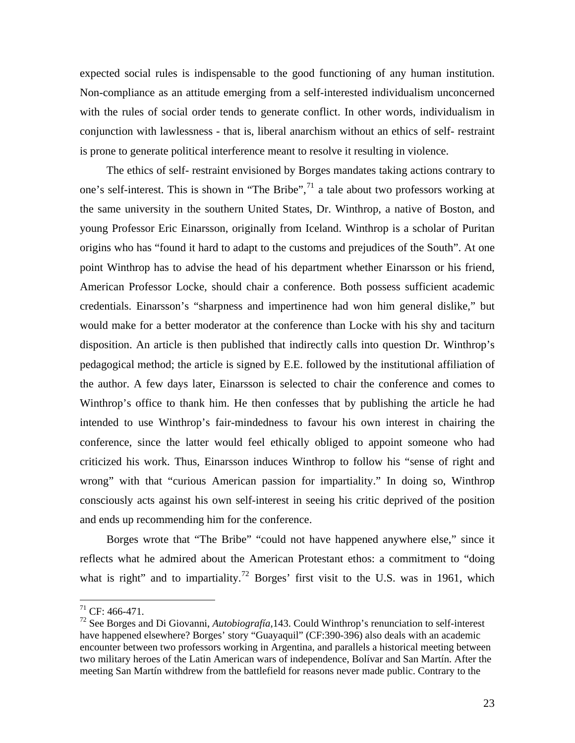expected social rules is indispensable to the good functioning of any human institution. Non-compliance as an attitude emerging from a self-interested individualism unconcerned with the rules of social order tends to generate conflict. In other words, individualism in conjunction with lawlessness - that is, liberal anarchism without an ethics of self- restraint is prone to generate political interference meant to resolve it resulting in violence.

The ethics of self- restraint envisioned by Borges mandates taking actions contrary to one's self-interest. This is shown in "The Bribe",[71] a tale about two professors working at the same university in the southern United States, Dr. Winthrop, a native of Boston, and young Professor Eric Einarsson, originally from Iceland. Winthrop is a scholar of Puritan origins who has "found it hard to adapt to the customs and prejudices of the South". At one point Winthrop has to advise the head of his department whether Einarsson or his friend, American Professor Locke, should chair a conference. Both possess sufficient academic credentials. Einarsson's "sharpness and impertinence had won him general dislike," but would make for a better moderator at the conference than Locke with his shy and taciturn disposition. An article is then published that indirectly calls into question Dr. Winthrop's pedagogical method; the article is signed by E.E. followed by the institutional affiliation of the author. A few days later, Einarsson is selected to chair the conference and comes to Winthrop's office to thank him. He then confesses that by publishing the article he had intended to use Winthrop's fair-mindedness to favour his own interest in chairing the conference, since the latter would feel ethically obliged to appoint someone who had criticized his work. Thus, Einarsson induces Winthrop to follow his "sense of right and wrong" with that "curious American passion for impartiality." In doing so, Winthrop consciously acts against his own self-interest in seeing his critic deprived of the position and ends up recommending him for the conference.

Borges wrote that "The Bribe" "could not have happened anywhere else," since it reflects what he admired about the American Protestant ethos: a commitment to "doing what is right" and to impartiality.[72] Borges' first visit to the U.S. was in 1961, which

---

[71] CF: 466-471.

[72] See Borges and Di Giovanni, *Autobiografía*,143. Could Winthrop's renunciation to self-interest have happened elsewhere? Borges' story "Guayaquil" (CF:390-396) also deals with an academic encounter between two professors working in Argentina, and parallels a historical meeting between two military heroes of the Latin American wars of independence, Bolívar and San Martín. After the meeting San Martín withdrew from the battlefield for reasons never made public. Contrary to the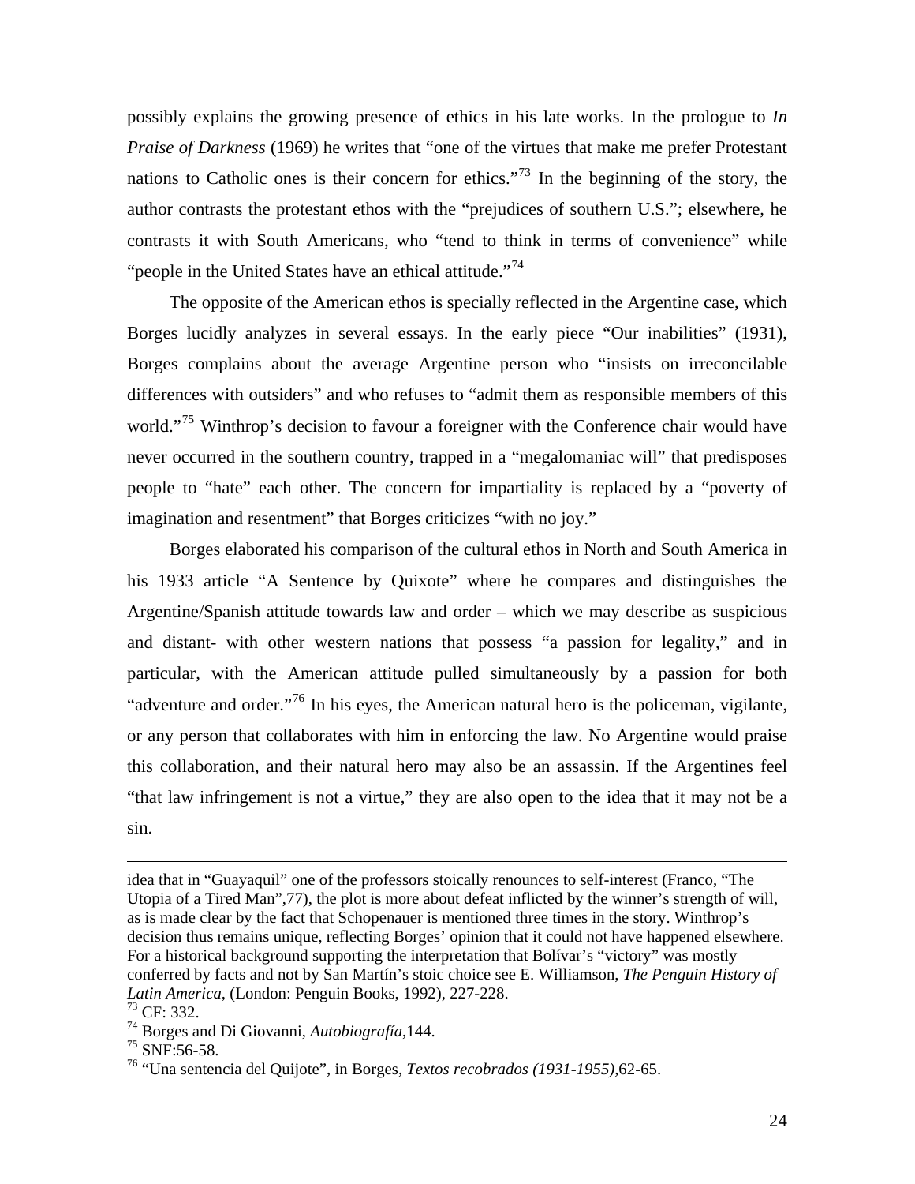possibly explains the growing presence of ethics in his late works. In the prologue to *In Praise of Darkness* (1969) he writes that "one of the virtues that make me prefer Protestant nations to Catholic ones is their concern for ethics."[73] In the beginning of the story, the author contrasts the protestant ethos with the "prejudices of southern U.S."; elsewhere, he contrasts it with South Americans, who "tend to think in terms of convenience" while "people in the United States have an ethical attitude."[74]

The opposite of the American ethos is specially reflected in the Argentine case, which Borges lucidly analyzes in several essays. In the early piece "Our inabilities" (1931), Borges complains about the average Argentine person who "insists on irreconcilable differences with outsiders" and who refuses to "admit them as responsible members of this world."[75] Winthrop's decision to favour a foreigner with the Conference chair would have never occurred in the southern country, trapped in a "megalomaniac will" that predisposes people to "hate" each other. The concern for impartiality is replaced by a "poverty of imagination and resentment" that Borges criticizes "with no joy."

Borges elaborated his comparison of the cultural ethos in North and South America in his 1933 article "A Sentence by Quixote" where he compares and distinguishes the Argentine/Spanish attitude towards law and order – which we may describe as suspicious and distant- with other western nations that possess "a passion for legality," and in particular, with the American attitude pulled simultaneously by a passion for both "adventure and order."[76] In his eyes, the American natural hero is the policeman, vigilante, or any person that collaborates with him in enforcing the law. No Argentine would praise this collaboration, and their natural hero may also be an assassin. If the Argentines feel "that law infringement is not a virtue," they are also open to the idea that it may not be a sin.

---

idea that in "Guayaquil" one of the professors stoically renounces to self-interest (Franco, "The Utopia of a Tired Man",77), the plot is more about defeat inflicted by the winner's strength of will, as is made clear by the fact that Schopenauer is mentioned three times in the story. Winthrop's decision thus remains unique, reflecting Borges' opinion that it could not have happened elsewhere. For a historical background supporting the interpretation that Bolívar's "victory" was mostly conferred by facts and not by San Martín's stoic choice see E. Williamson, *The Penguin History of Latin America*, (London: Penguin Books, 1992), 227-228.

[73] CF: 332.

[74] Borges and Di Giovanni, *Autobiografía*,144.

[75] SNF:56-58.

[76] "Una sentencia del Quijote", in Borges, *Textos recobrados (1931-1955)*,62-65.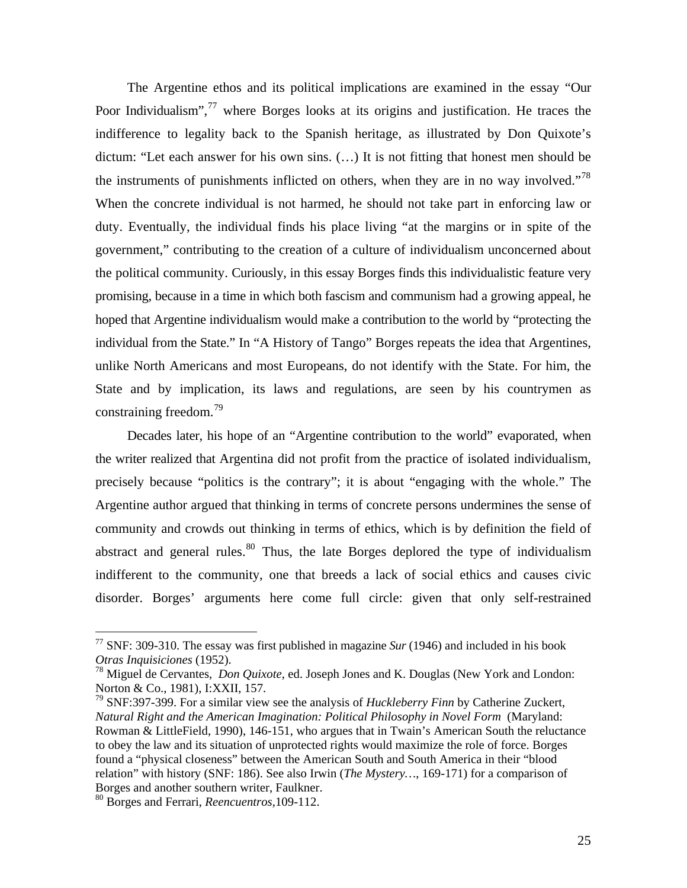The Argentine ethos and its political implications are examined in the essay "Our Poor Individualism",[77] where Borges looks at its origins and justification. He traces the indifference to legality back to the Spanish heritage, as illustrated by Don Quixote's dictum: "Let each answer for his own sins. (…) It is not fitting that honest men should be the instruments of punishments inflicted on others, when they are in no way involved."[78] When the concrete individual is not harmed, he should not take part in enforcing law or duty. Eventually, the individual finds his place living "at the margins or in spite of the government," contributing to the creation of a culture of individualism unconcerned about the political community. Curiously, in this essay Borges finds this individualistic feature very promising, because in a time in which both fascism and communism had a growing appeal, he hoped that Argentine individualism would make a contribution to the world by "protecting the individual from the State." In "A History of Tango" Borges repeats the idea that Argentines, unlike North Americans and most Europeans, do not identify with the State. For him, the State and by implication, its laws and regulations, are seen by his countrymen as constraining freedom.[79]

Decades later, his hope of an "Argentine contribution to the world" evaporated, when the writer realized that Argentina did not profit from the practice of isolated individualism, precisely because "politics is the contrary"; it is about "engaging with the whole." The Argentine author argued that thinking in terms of concrete persons undermines the sense of community and crowds out thinking in terms of ethics, which is by definition the field of abstract and general rules.[80] Thus, the late Borges deplored the type of individualism indifferent to the community, one that breeds a lack of social ethics and causes civic disorder. Borges' arguments here come full circle: given that only self-restrained

---

[77] SNF: 309-310. The essay was first published in magazine *Sur* (1946) and included in his book *Otras Inquisiciones* (1952).

[78] Miguel de Cervantes, *Don Quixote*, ed. Joseph Jones and K. Douglas (New York and London: Norton & Co., 1981), I:XXII, 157.

[79] SNF:397-399. For a similar view see the analysis of *Huckleberry Finn* by Catherine Zuckert, *Natural Right and the American Imagination: Political Philosophy in Novel Form* (Maryland: Rowman & LittleField, 1990), 146-151, who argues that in Twain's American South the reluctance to obey the law and its situation of unprotected rights would maximize the role of force. Borges found a "physical closeness" between the American South and South America in their "blood relation" with history (SNF: 186). See also Irwin (*The Mystery…*, 169-171) for a comparison of Borges and another southern writer, Faulkner.

[80] Borges and Ferrari, *Reencuentros*,109-112.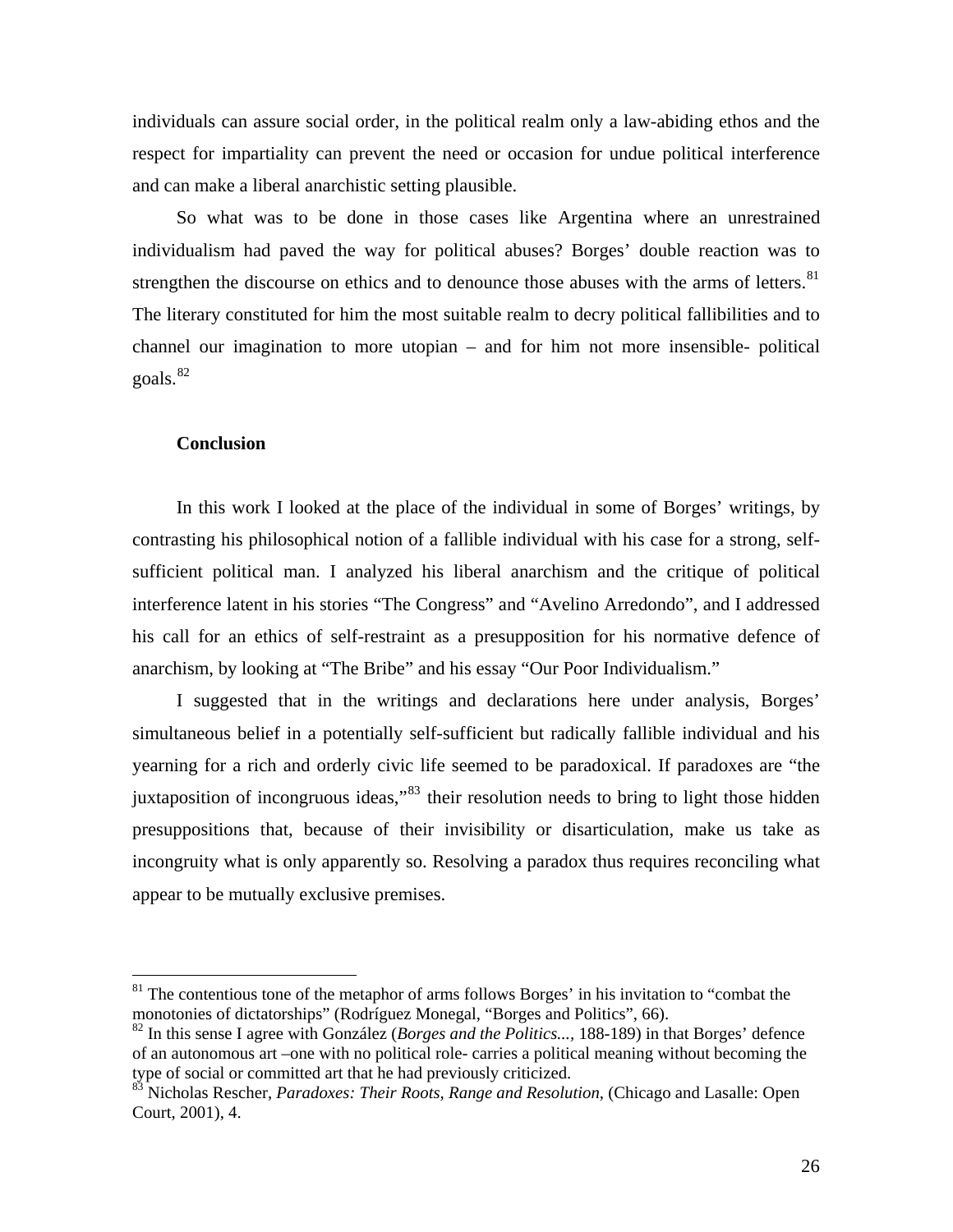individuals can assure social order, in the political realm only a law-abiding ethos and the respect for impartiality can prevent the need or occasion for undue political interference and can make a liberal anarchistic setting plausible.

So what was to be done in those cases like Argentina where an unrestrained individualism had paved the way for political abuses? Borges' double reaction was to strengthen the discourse on ethics and to denounce those abuses with the arms of letters.[81] The literary constituted for him the most suitable realm to decry political fallibilities and to channel our imagination to more utopian – and for him not more insensible- political goals.[82]

**Conclusion**

In this work I looked at the place of the individual in some of Borges' writings, by contrasting his philosophical notion of a fallible individual with his case for a strong, self-sufficient political man. I analyzed his liberal anarchism and the critique of political interference latent in his stories "The Congress" and "Avelino Arredondo", and I addressed his call for an ethics of self-restraint as a presupposition for his normative defence of anarchism, by looking at "The Bribe" and his essay "Our Poor Individualism."

I suggested that in the writings and declarations here under analysis, Borges' simultaneous belief in a potentially self-sufficient but radically fallible individual and his yearning for a rich and orderly civic life seemed to be paradoxical. If paradoxes are "the juxtaposition of incongruous ideas,"[83] their resolution needs to bring to light those hidden presuppositions that, because of their invisibility or disarticulation, make us take as incongruity what is only apparently so. Resolving a paradox thus requires reconciling what appear to be mutually exclusive premises.

---

[81] The contentious tone of the metaphor of arms follows Borges' in his invitation to "combat the monotonies of dictatorships" (Rodríguez Monegal, "Borges and Politics", 66).

[82] In this sense I agree with González (*Borges and the Politics...*, 188-189) in that Borges' defence of an autonomous art –one with no political role- carries a political meaning without becoming the type of social or committed art that he had previously criticized.

[83] Nicholas Rescher, *Paradoxes: Their Roots, Range and Resolution*, (Chicago and Lasalle: Open Court, 2001), 4.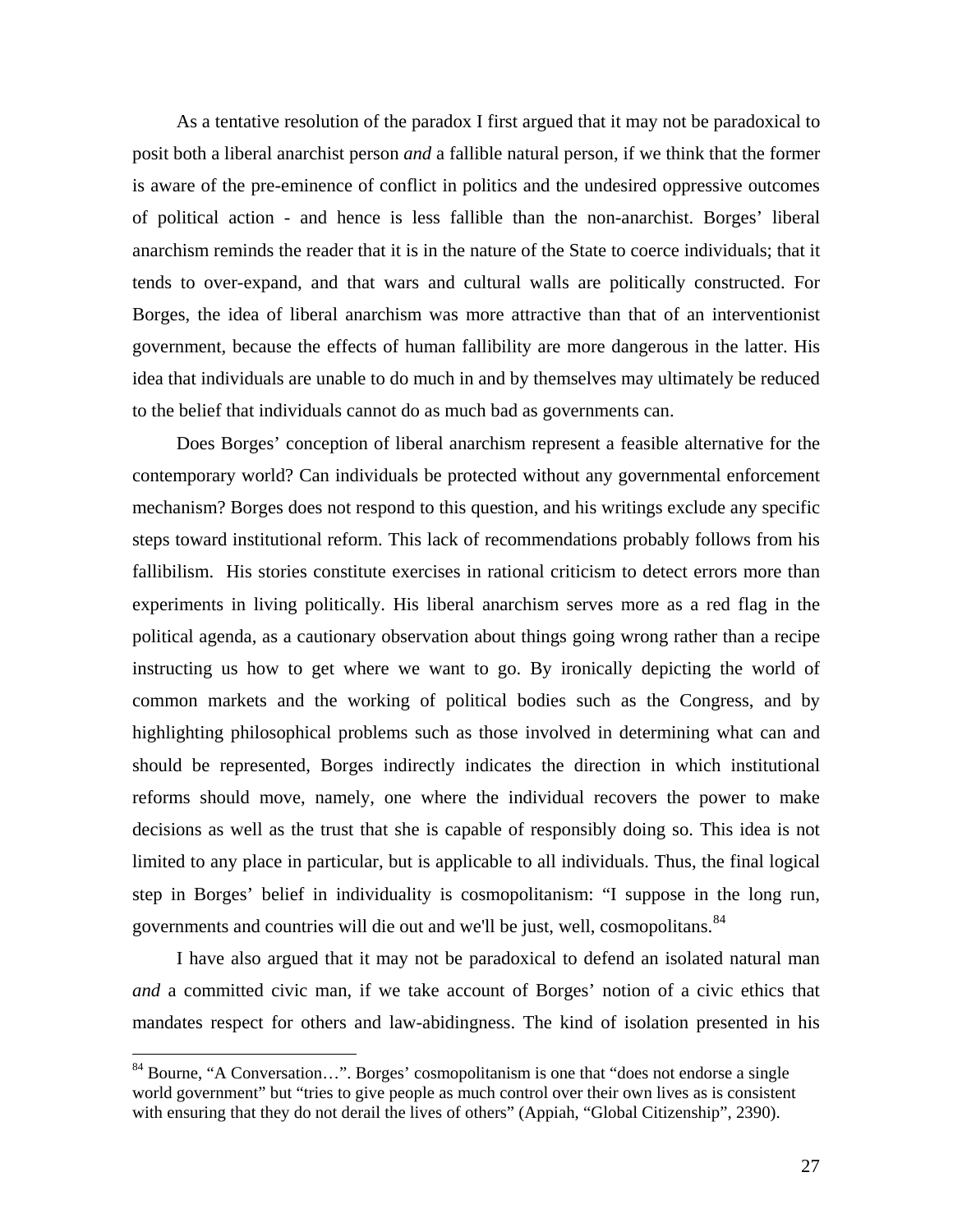As a tentative resolution of the paradox I first argued that it may not be paradoxical to posit both a liberal anarchist person *and* a fallible natural person, if we think that the former is aware of the pre-eminence of conflict in politics and the undesired oppressive outcomes of political action - and hence is less fallible than the non-anarchist. Borges' liberal anarchism reminds the reader that it is in the nature of the State to coerce individuals; that it tends to over-expand, and that wars and cultural walls are politically constructed. For Borges, the idea of liberal anarchism was more attractive than that of an interventionist government, because the effects of human fallibility are more dangerous in the latter. His idea that individuals are unable to do much in and by themselves may ultimately be reduced to the belief that individuals cannot do as much bad as governments can.

Does Borges' conception of liberal anarchism represent a feasible alternative for the contemporary world? Can individuals be protected without any governmental enforcement mechanism? Borges does not respond to this question, and his writings exclude any specific steps toward institutional reform. This lack of recommendations probably follows from his fallibilism. His stories constitute exercises in rational criticism to detect errors more than experiments in living politically. His liberal anarchism serves more as a red flag in the political agenda, as a cautionary observation about things going wrong rather than a recipe instructing us how to get where we want to go. By ironically depicting the world of common markets and the working of political bodies such as the Congress, and by highlighting philosophical problems such as those involved in determining what can and should be represented, Borges indirectly indicates the direction in which institutional reforms should move, namely, one where the individual recovers the power to make decisions as well as the trust that she is capable of responsibly doing so. This idea is not limited to any place in particular, but is applicable to all individuals. Thus, the final logical step in Borges' belief in individuality is cosmopolitanism: "I suppose in the long run, governments and countries will die out and we'll be just, well, cosmopolitans.[84]

I have also argued that it may not be paradoxical to defend an isolated natural man *and* a committed civic man, if we take account of Borges' notion of a civic ethics that mandates respect for others and law-abidingness. The kind of isolation presented in his

[84] Bourne, "A Conversation…". Borges' cosmopolitanism is one that "does not endorse a single world government" but "tries to give people as much control over their own lives as is consistent with ensuring that they do not derail the lives of others" (Appiah, "Global Citizenship", 2390).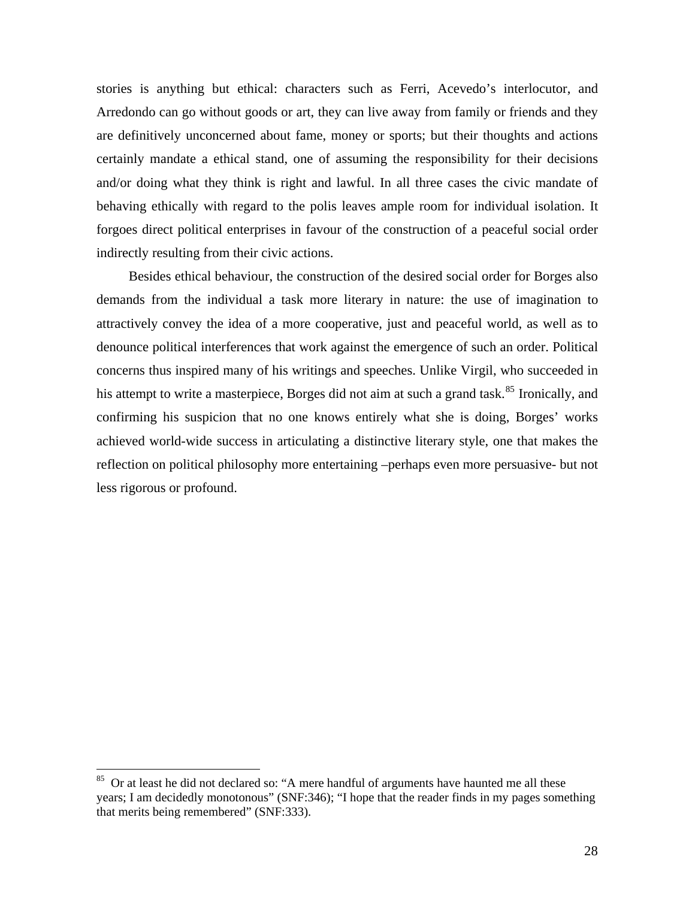stories is anything but ethical: characters such as Ferri, Acevedo's interlocutor, and Arredondo can go without goods or art, they can live away from family or friends and they are definitively unconcerned about fame, money or sports; but their thoughts and actions certainly mandate a ethical stand, one of assuming the responsibility for their decisions and/or doing what they think is right and lawful. In all three cases the civic mandate of behaving ethically with regard to the polis leaves ample room for individual isolation. It forgoes direct political enterprises in favour of the construction of a peaceful social order indirectly resulting from their civic actions.

Besides ethical behaviour, the construction of the desired social order for Borges also demands from the individual a task more literary in nature: the use of imagination to attractively convey the idea of a more cooperative, just and peaceful world, as well as to denounce political interferences that work against the emergence of such an order. Political concerns thus inspired many of his writings and speeches. Unlike Virgil, who succeeded in his attempt to write a masterpiece, Borges did not aim at such a grand task.[85] Ironically, and confirming his suspicion that no one knows entirely what she is doing, Borges' works achieved world-wide success in articulating a distinctive literary style, one that makes the reflection on political philosophy more entertaining –perhaps even more persuasive- but not less rigorous or profound.

[85] Or at least he did not declared so: "A mere handful of arguments have haunted me all these years; I am decidedly monotonous" (SNF:346); "I hope that the reader finds in my pages something that merits being remembered" (SNF:333).